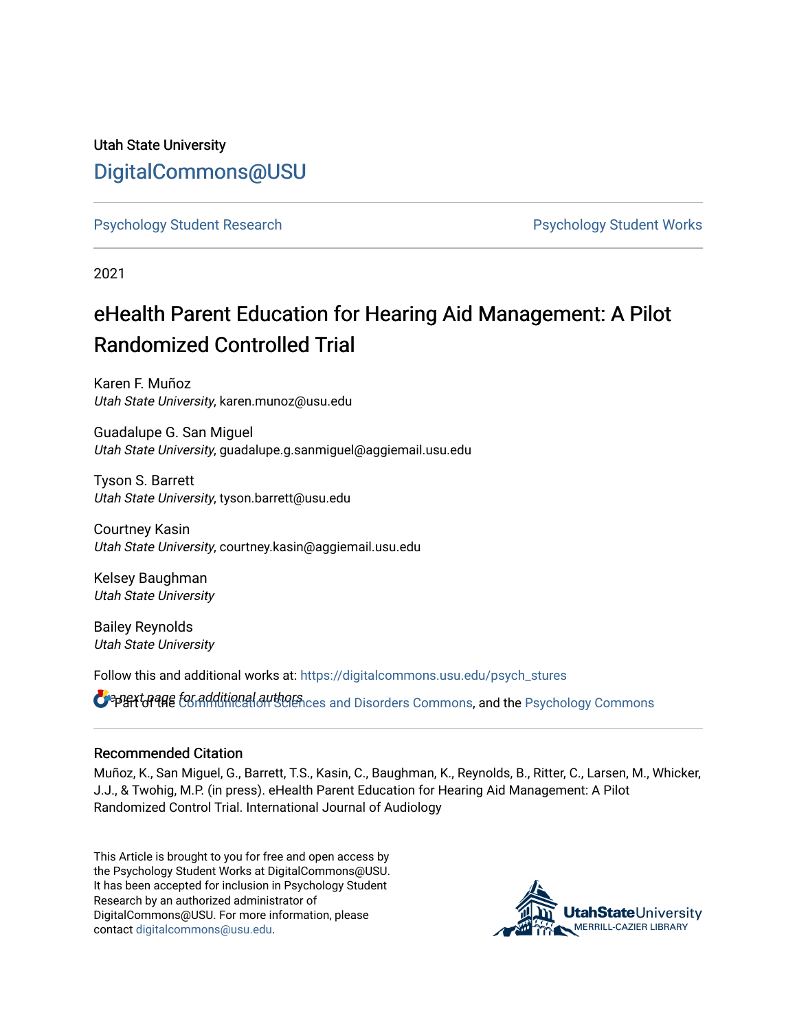Utah State University

DigitalCommons@USU

Psychology Student Research

Psychology Student Works

2021

# eHealth Parent Education for Hearing Aid Management: A Pilot Randomized Controlled Trial

Karen F. Muñoz
*Utah State University*, karen.munoz@usu.edu

Guadalupe G. San Miguel
*Utah State University*, guadalupe.g.sanmiguel@aggiemail.usu.edu

Tyson S. Barrett
*Utah State University*, tyson.barrett@usu.edu

Courtney Kasin
*Utah State University*, courtney.kasin@aggiemail.usu.edu

Kelsey Baughman
*Utah State University*

Bailey Reynolds
*Utah State University*

Follow this and additional works at: https://digitalcommons.usu.edu/psych_stures

See next page for additional authors

Part of the Communication Sciences and Disorders Commons, and the Psychology Commons

## Recommended Citation

Muñoz, K., San Miguel, G., Barrett, T.S., Kasin, C., Baughman, K., Reynolds, B., Ritter, C., Larsen, M., Whicker, J.J., & Twohig, M.P. (in press). eHealth Parent Education for Hearing Aid Management: A Pilot Randomized Control Trial. International Journal of Audiology

This Article is brought to you for free and open access by the Psychology Student Works at DigitalCommons@USU. It has been accepted for inclusion in Psychology Student Research by an authorized administrator of DigitalCommons@USU. For more information, please contact digitalcommons@usu.edu.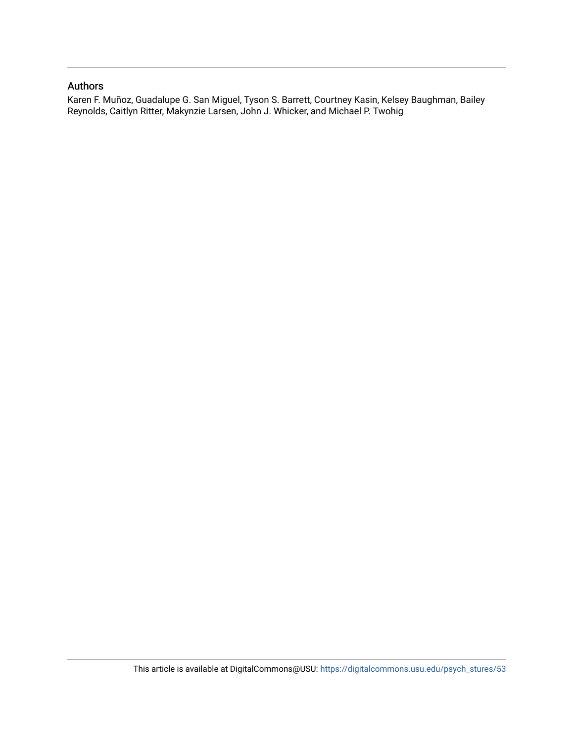## Authors

Karen F. Muñoz, Guadalupe G. San Miguel, Tyson S. Barrett, Courtney Kasin, Kelsey Baughman, Bailey Reynolds, Caitlyn Ritter, Makynzie Larsen, John J. Whicker, and Michael P. Twohig

This article is available at DigitalCommons@USU: https://digitalcommons.usu.edu/psych_stures/53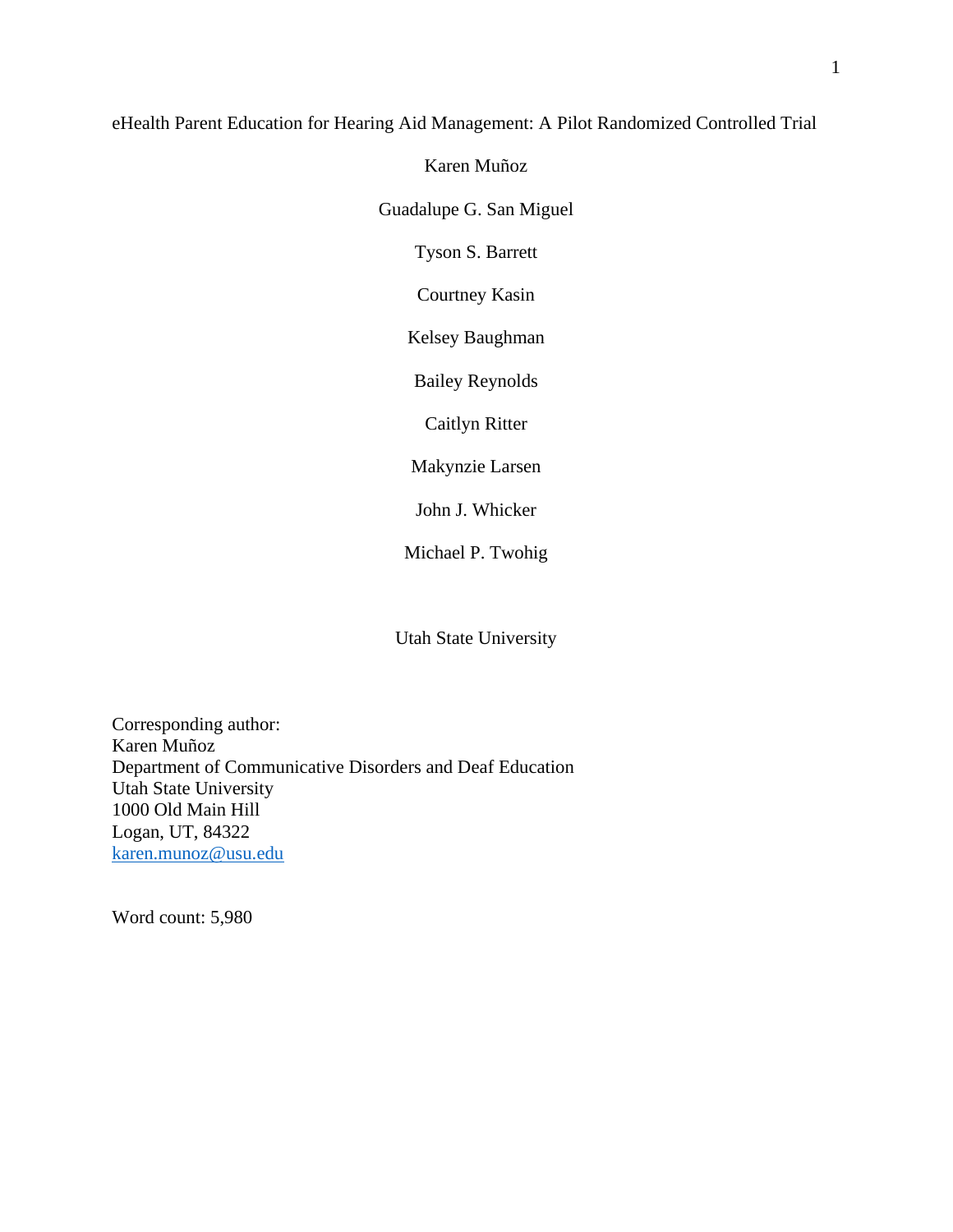# eHealth Parent Education for Hearing Aid Management: A Pilot Randomized Controlled Trial

Karen Muñoz

Guadalupe G. San Miguel

Tyson S. Barrett

Courtney Kasin

Kelsey Baughman

Bailey Reynolds

Caitlyn Ritter

Makynzie Larsen

John J. Whicker

Michael P. Twohig

Utah State University

Corresponding author:
Karen Muñoz
Department of Communicative Disorders and Deaf Education
Utah State University
1000 Old Main Hill
Logan, UT, 84322
karen.munoz@usu.edu

Word count: 5,980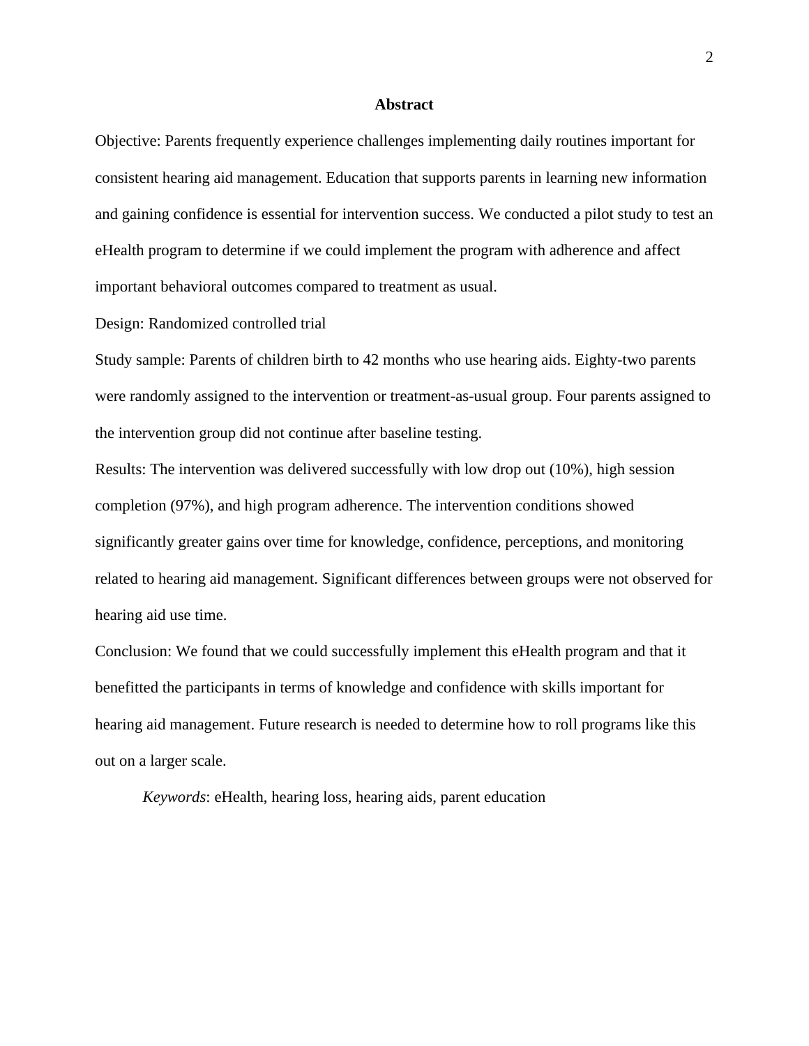## Abstract

Objective: Parents frequently experience challenges implementing daily routines important for consistent hearing aid management. Education that supports parents in learning new information and gaining confidence is essential for intervention success. We conducted a pilot study to test an eHealth program to determine if we could implement the program with adherence and affect important behavioral outcomes compared to treatment as usual.

Design: Randomized controlled trial

Study sample: Parents of children birth to 42 months who use hearing aids. Eighty-two parents were randomly assigned to the intervention or treatment-as-usual group. Four parents assigned to the intervention group did not continue after baseline testing.

Results: The intervention was delivered successfully with low drop out (10%), high session completion (97%), and high program adherence. The intervention conditions showed significantly greater gains over time for knowledge, confidence, perceptions, and monitoring related to hearing aid management. Significant differences between groups were not observed for hearing aid use time.

Conclusion: We found that we could successfully implement this eHealth program and that it benefitted the participants in terms of knowledge and confidence with skills important for hearing aid management. Future research is needed to determine how to roll programs like this out on a larger scale.

*Keywords*: eHealth, hearing loss, hearing aids, parent education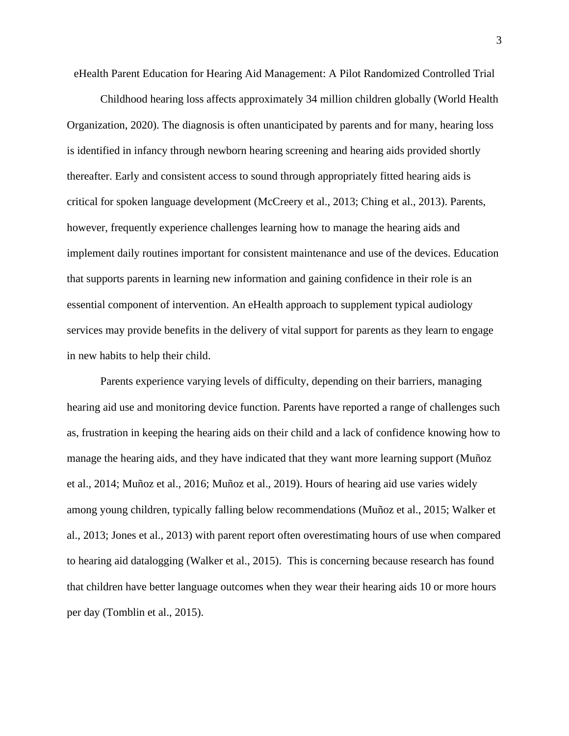# eHealth Parent Education for Hearing Aid Management: A Pilot Randomized Controlled Trial

Childhood hearing loss affects approximately 34 million children globally (World Health Organization, 2020). The diagnosis is often unanticipated by parents and for many, hearing loss is identified in infancy through newborn hearing screening and hearing aids provided shortly thereafter. Early and consistent access to sound through appropriately fitted hearing aids is critical for spoken language development (McCreery et al., 2013; Ching et al., 2013). Parents, however, frequently experience challenges learning how to manage the hearing aids and implement daily routines important for consistent maintenance and use of the devices. Education that supports parents in learning new information and gaining confidence in their role is an essential component of intervention. An eHealth approach to supplement typical audiology services may provide benefits in the delivery of vital support for parents as they learn to engage in new habits to help their child.

Parents experience varying levels of difficulty, depending on their barriers, managing hearing aid use and monitoring device function. Parents have reported a range of challenges such as, frustration in keeping the hearing aids on their child and a lack of confidence knowing how to manage the hearing aids, and they have indicated that they want more learning support (Muñoz et al., 2014; Muñoz et al., 2016; Muñoz et al., 2019). Hours of hearing aid use varies widely among young children, typically falling below recommendations (Muñoz et al., 2015; Walker et al., 2013; Jones et al., 2013) with parent report often overestimating hours of use when compared to hearing aid datalogging (Walker et al., 2015). This is concerning because research has found that children have better language outcomes when they wear their hearing aids 10 or more hours per day (Tomblin et al., 2015).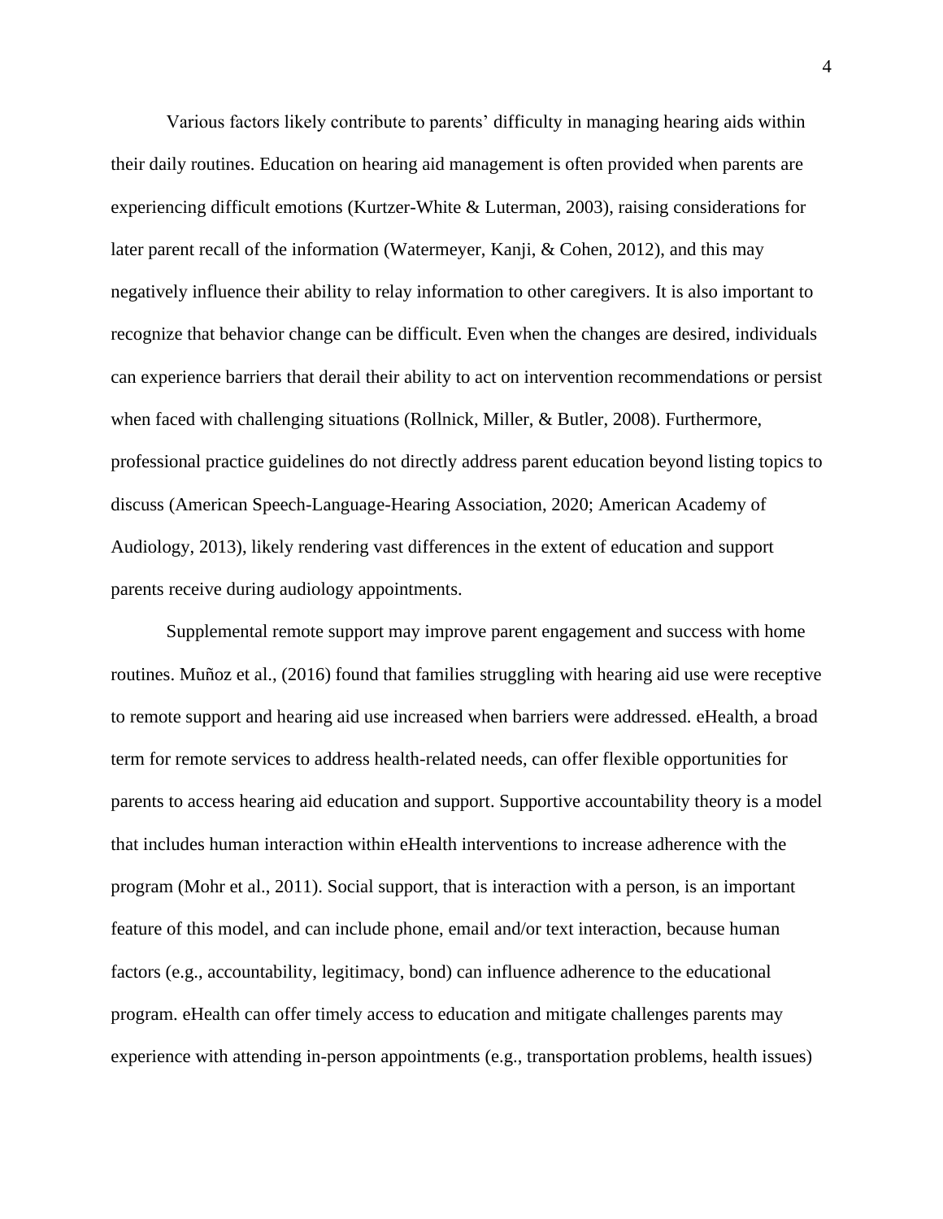Various factors likely contribute to parents' difficulty in managing hearing aids within their daily routines. Education on hearing aid management is often provided when parents are experiencing difficult emotions (Kurtzer-White & Luterman, 2003), raising considerations for later parent recall of the information (Watermeyer, Kanji, & Cohen, 2012), and this may negatively influence their ability to relay information to other caregivers. It is also important to recognize that behavior change can be difficult. Even when the changes are desired, individuals can experience barriers that derail their ability to act on intervention recommendations or persist when faced with challenging situations (Rollnick, Miller, & Butler, 2008). Furthermore, professional practice guidelines do not directly address parent education beyond listing topics to discuss (American Speech-Language-Hearing Association, 2020; American Academy of Audiology, 2013), likely rendering vast differences in the extent of education and support parents receive during audiology appointments.

Supplemental remote support may improve parent engagement and success with home routines. Muñoz et al., (2016) found that families struggling with hearing aid use were receptive to remote support and hearing aid use increased when barriers were addressed. eHealth, a broad term for remote services to address health-related needs, can offer flexible opportunities for parents to access hearing aid education and support. Supportive accountability theory is a model that includes human interaction within eHealth interventions to increase adherence with the program (Mohr et al., 2011). Social support, that is interaction with a person, is an important feature of this model, and can include phone, email and/or text interaction, because human factors (e.g., accountability, legitimacy, bond) can influence adherence to the educational program. eHealth can offer timely access to education and mitigate challenges parents may experience with attending in-person appointments (e.g., transportation problems, health issues)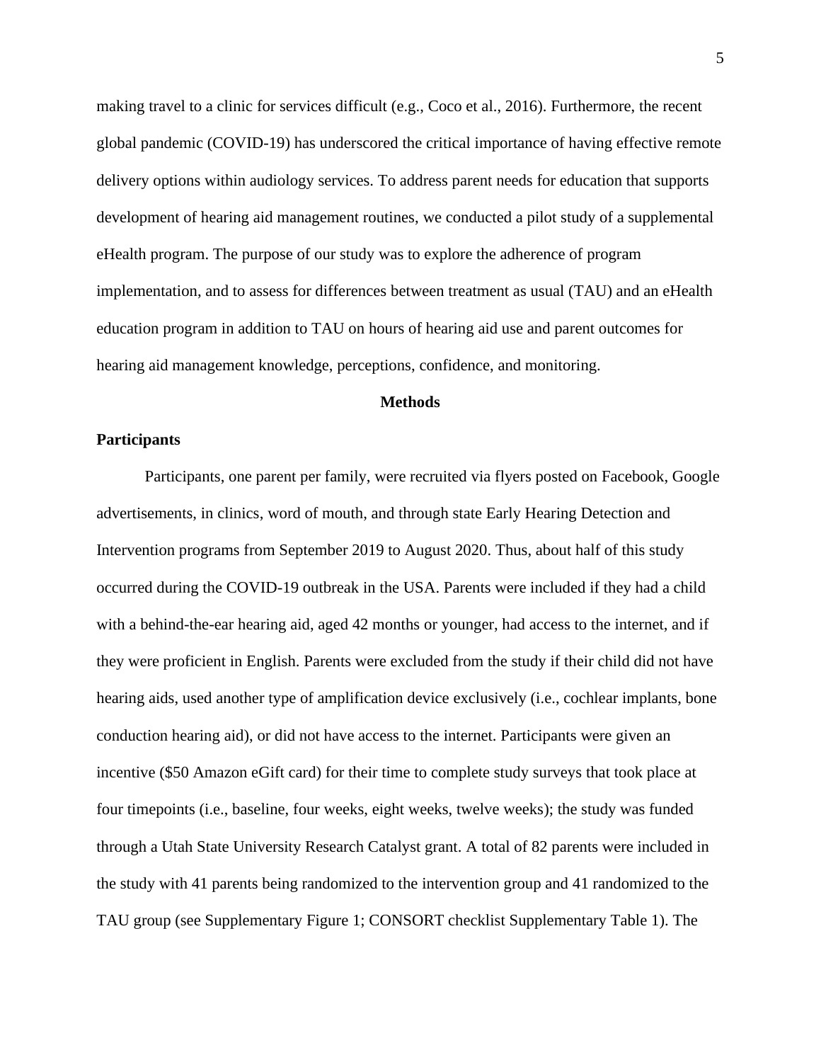making travel to a clinic for services difficult (e.g., Coco et al., 2016). Furthermore, the recent global pandemic (COVID-19) has underscored the critical importance of having effective remote delivery options within audiology services. To address parent needs for education that supports development of hearing aid management routines, we conducted a pilot study of a supplemental eHealth program. The purpose of our study was to explore the adherence of program implementation, and to assess for differences between treatment as usual (TAU) and an eHealth education program in addition to TAU on hours of hearing aid use and parent outcomes for hearing aid management knowledge, perceptions, confidence, and monitoring.

# Methods

## Participants

Participants, one parent per family, were recruited via flyers posted on Facebook, Google advertisements, in clinics, word of mouth, and through state Early Hearing Detection and Intervention programs from September 2019 to August 2020. Thus, about half of this study occurred during the COVID-19 outbreak in the USA. Parents were included if they had a child with a behind-the-ear hearing aid, aged 42 months or younger, had access to the internet, and if they were proficient in English. Parents were excluded from the study if their child did not have hearing aids, used another type of amplification device exclusively (i.e., cochlear implants, bone conduction hearing aid), or did not have access to the internet. Participants were given an incentive ($50 Amazon eGift card) for their time to complete study surveys that took place at four timepoints (i.e., baseline, four weeks, eight weeks, twelve weeks); the study was funded through a Utah State University Research Catalyst grant. A total of 82 parents were included in the study with 41 parents being randomized to the intervention group and 41 randomized to the TAU group (see Supplementary Figure 1; CONSORT checklist Supplementary Table 1). The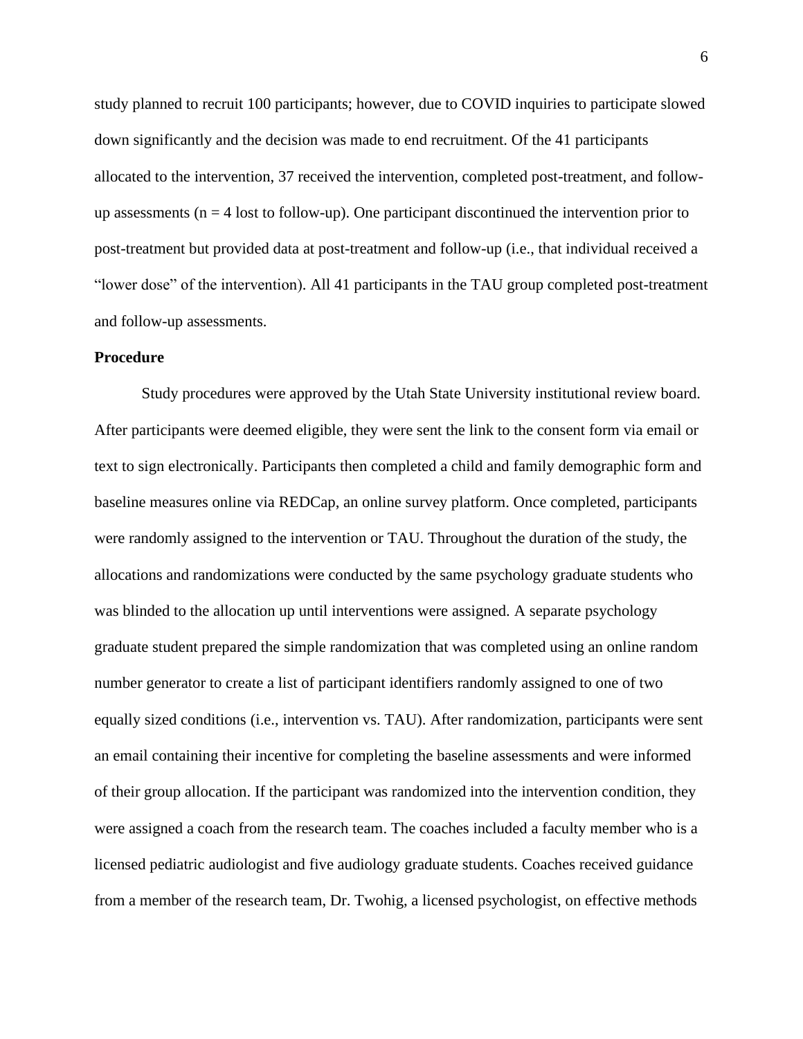study planned to recruit 100 participants; however, due to COVID inquiries to participate slowed down significantly and the decision was made to end recruitment. Of the 41 participants allocated to the intervention, 37 received the intervention, completed post-treatment, and follow-up assessments ($n = 4$ lost to follow-up). One participant discontinued the intervention prior to post-treatment but provided data at post-treatment and follow-up (i.e., that individual received a "lower dose" of the intervention). All 41 participants in the TAU group completed post-treatment and follow-up assessments.

**Procedure**

Study procedures were approved by the Utah State University institutional review board. After participants were deemed eligible, they were sent the link to the consent form via email or text to sign electronically. Participants then completed a child and family demographic form and baseline measures online via REDCap, an online survey platform. Once completed, participants were randomly assigned to the intervention or TAU. Throughout the duration of the study, the allocations and randomizations were conducted by the same psychology graduate students who was blinded to the allocation up until interventions were assigned. A separate psychology graduate student prepared the simple randomization that was completed using an online random number generator to create a list of participant identifiers randomly assigned to one of two equally sized conditions (i.e., intervention vs. TAU). After randomization, participants were sent an email containing their incentive for completing the baseline assessments and were informed of their group allocation. If the participant was randomized into the intervention condition, they were assigned a coach from the research team. The coaches included a faculty member who is a licensed pediatric audiologist and five audiology graduate students. Coaches received guidance from a member of the research team, Dr. Twohig, a licensed psychologist, on effective methods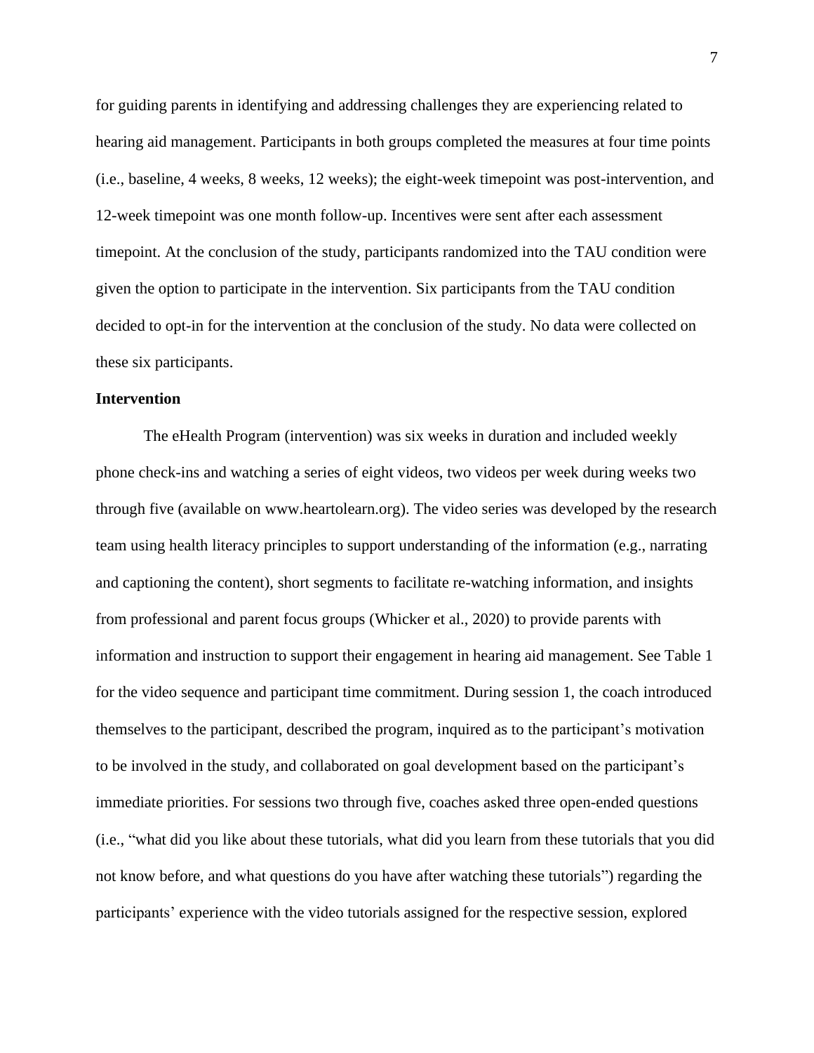for guiding parents in identifying and addressing challenges they are experiencing related to hearing aid management. Participants in both groups completed the measures at four time points (i.e., baseline, 4 weeks, 8 weeks, 12 weeks); the eight-week timepoint was post-intervention, and 12-week timepoint was one month follow-up. Incentives were sent after each assessment timepoint. At the conclusion of the study, participants randomized into the TAU condition were given the option to participate in the intervention. Six participants from the TAU condition decided to opt-in for the intervention at the conclusion of the study. No data were collected on these six participants.

**Intervention**

The eHealth Program (intervention) was six weeks in duration and included weekly phone check-ins and watching a series of eight videos, two videos per week during weeks two through five (available on www.heartolearn.org). The video series was developed by the research team using health literacy principles to support understanding of the information (e.g., narrating and captioning the content), short segments to facilitate re-watching information, and insights from professional and parent focus groups (Whicker et al., 2020) to provide parents with information and instruction to support their engagement in hearing aid management. See Table 1 for the video sequence and participant time commitment. During session 1, the coach introduced themselves to the participant, described the program, inquired as to the participant's motivation to be involved in the study, and collaborated on goal development based on the participant's immediate priorities. For sessions two through five, coaches asked three open-ended questions (i.e., "what did you like about these tutorials, what did you learn from these tutorials that you did not know before, and what questions do you have after watching these tutorials") regarding the participants' experience with the video tutorials assigned for the respective session, explored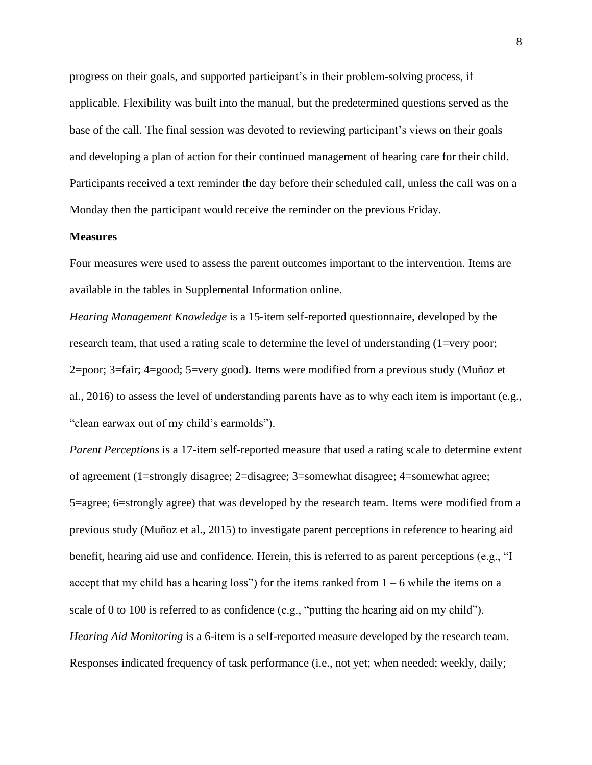progress on their goals, and supported participant's in their problem-solving process, if applicable. Flexibility was built into the manual, but the predetermined questions served as the base of the call. The final session was devoted to reviewing participant's views on their goals and developing a plan of action for their continued management of hearing care for their child. Participants received a text reminder the day before their scheduled call, unless the call was on a Monday then the participant would receive the reminder on the previous Friday.

**Measures**

Four measures were used to assess the parent outcomes important to the intervention. Items are available in the tables in Supplemental Information online.

*Hearing Management Knowledge* is a 15-item self-reported questionnaire, developed by the research team, that used a rating scale to determine the level of understanding (1=very poor; 2=poor; 3=fair; 4=good; 5=very good). Items were modified from a previous study (Muñoz et al., 2016) to assess the level of understanding parents have as to why each item is important (e.g., "clean earwax out of my child's earmolds").

*Parent Perceptions* is a 17-item self-reported measure that used a rating scale to determine extent of agreement (1=strongly disagree; 2=disagree; 3=somewhat disagree; 4=somewhat agree; 5=agree; 6=strongly agree) that was developed by the research team. Items were modified from a previous study (Muñoz et al., 2015) to investigate parent perceptions in reference to hearing aid benefit, hearing aid use and confidence. Herein, this is referred to as parent perceptions (e.g., "I accept that my child has a hearing loss") for the items ranked from 1 – 6 while the items on a scale of 0 to 100 is referred to as confidence (e.g., "putting the hearing aid on my child").

*Hearing Aid Monitoring* is a 6-item is a self-reported measure developed by the research team. Responses indicated frequency of task performance (i.e., not yet; when needed; weekly, daily;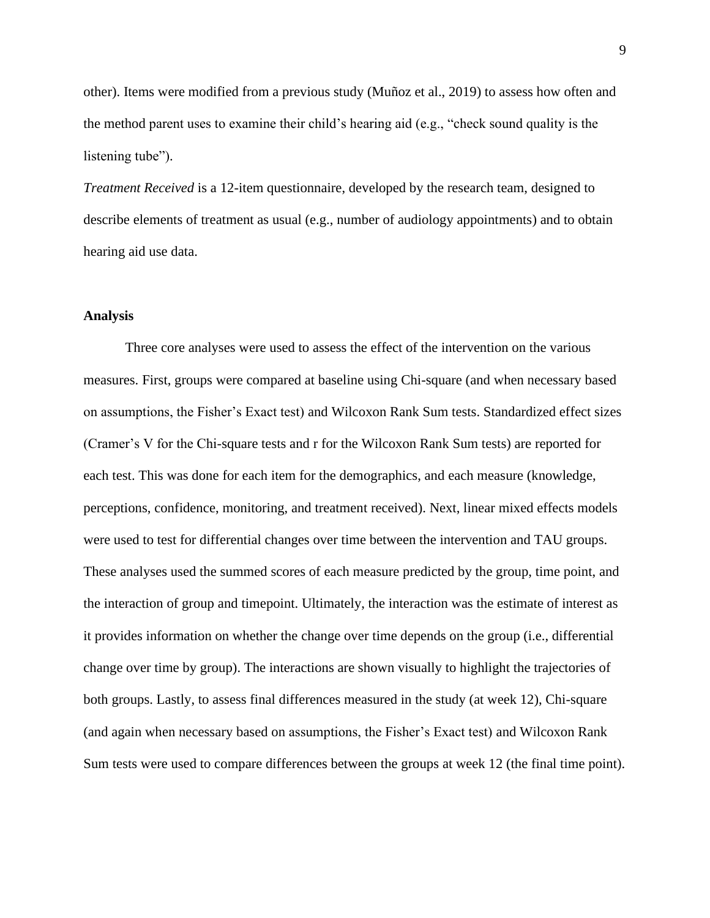other). Items were modified from a previous study (Muñoz et al., 2019) to assess how often and the method parent uses to examine their child's hearing aid (e.g., "check sound quality is the listening tube").

*Treatment Received* is a 12-item questionnaire, developed by the research team, designed to describe elements of treatment as usual (e.g., number of audiology appointments) and to obtain hearing aid use data.

**Analysis**

Three core analyses were used to assess the effect of the intervention on the various measures. First, groups were compared at baseline using Chi-square (and when necessary based on assumptions, the Fisher's Exact test) and Wilcoxon Rank Sum tests. Standardized effect sizes (Cramer's V for the Chi-square tests and r for the Wilcoxon Rank Sum tests) are reported for each test. This was done for each item for the demographics, and each measure (knowledge, perceptions, confidence, monitoring, and treatment received). Next, linear mixed effects models were used to test for differential changes over time between the intervention and TAU groups. These analyses used the summed scores of each measure predicted by the group, time point, and the interaction of group and timepoint. Ultimately, the interaction was the estimate of interest as it provides information on whether the change over time depends on the group (i.e., differential change over time by group). The interactions are shown visually to highlight the trajectories of both groups. Lastly, to assess final differences measured in the study (at week 12), Chi-square (and again when necessary based on assumptions, the Fisher's Exact test) and Wilcoxon Rank Sum tests were used to compare differences between the groups at week 12 (the final time point).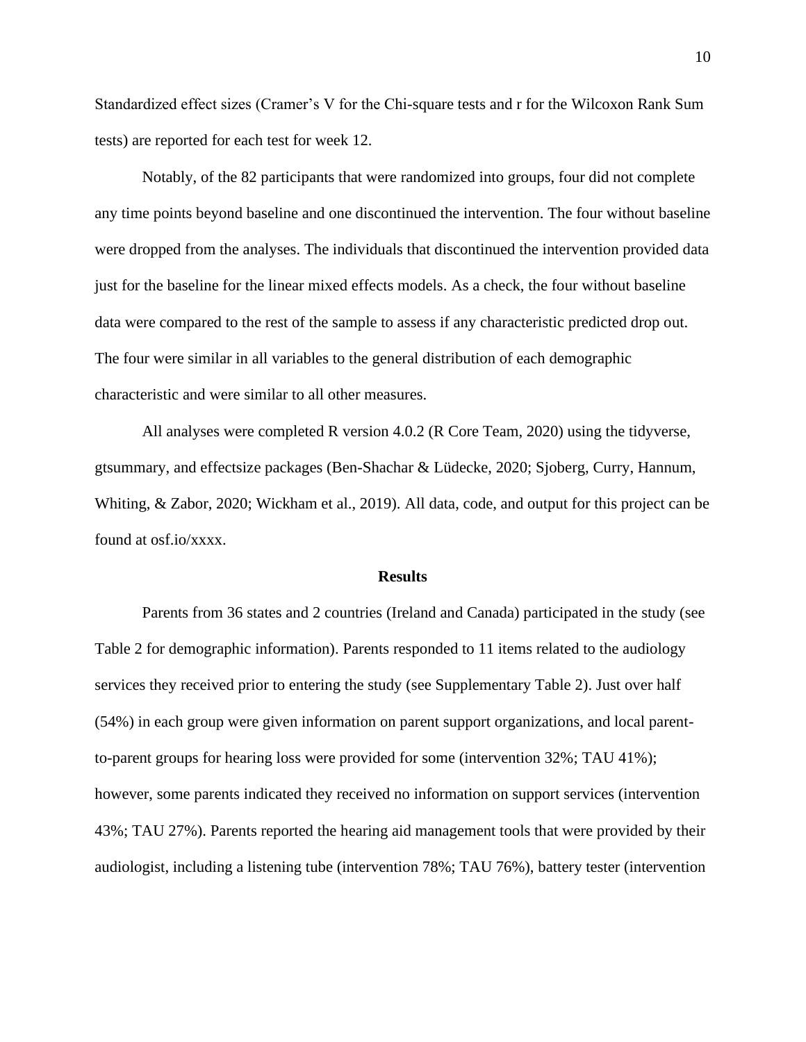Standardized effect sizes (Cramer's V for the Chi-square tests and r for the Wilcoxon Rank Sum tests) are reported for each test for week 12.

Notably, of the 82 participants that were randomized into groups, four did not complete any time points beyond baseline and one discontinued the intervention. The four without baseline were dropped from the analyses. The individuals that discontinued the intervention provided data just for the baseline for the linear mixed effects models. As a check, the four without baseline data were compared to the rest of the sample to assess if any characteristic predicted drop out. The four were similar in all variables to the general distribution of each demographic characteristic and were similar to all other measures.

All analyses were completed R version 4.0.2 (R Core Team, 2020) using the tidyverse, gtsummary, and effectsize packages (Ben-Shachar & Lüdecke, 2020; Sjoberg, Curry, Hannum, Whiting, & Zabor, 2020; Wickham et al., 2019). All data, code, and output for this project can be found at osf.io/xxxx.

## Results

Parents from 36 states and 2 countries (Ireland and Canada) participated in the study (see Table 2 for demographic information). Parents responded to 11 items related to the audiology services they received prior to entering the study (see Supplementary Table 2). Just over half (54%) in each group were given information on parent support organizations, and local parent-to-parent groups for hearing loss were provided for some (intervention 32%; TAU 41%); however, some parents indicated they received no information on support services (intervention 43%; TAU 27%). Parents reported the hearing aid management tools that were provided by their audiologist, including a listening tube (intervention 78%; TAU 76%), battery tester (intervention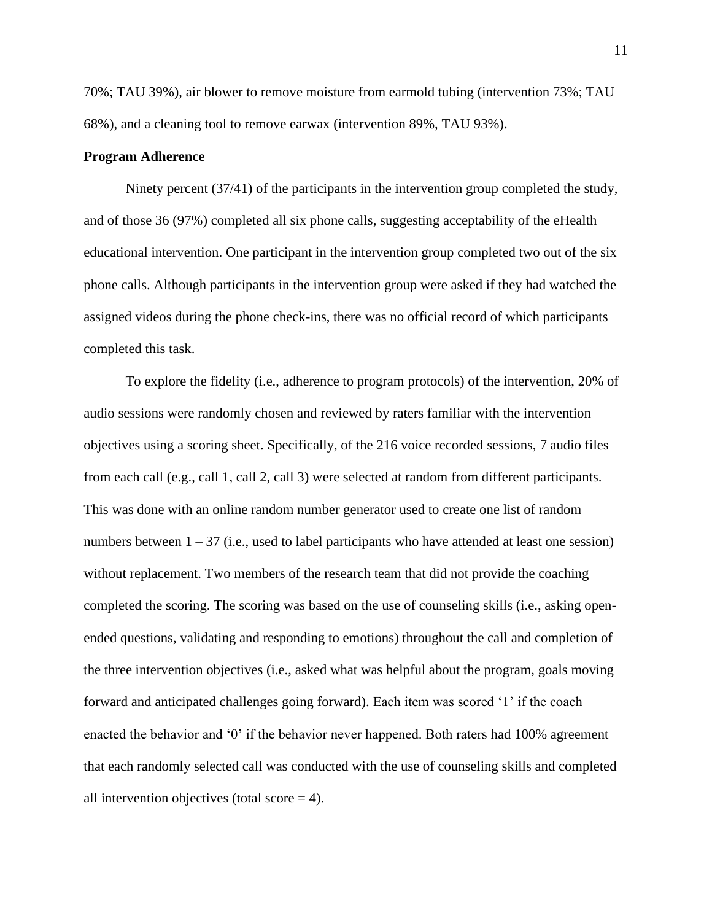70%; TAU 39%), air blower to remove moisture from earmold tubing (intervention 73%; TAU 68%), and a cleaning tool to remove earwax (intervention 89%, TAU 93%).

**Program Adherence**

Ninety percent (37/41) of the participants in the intervention group completed the study, and of those 36 (97%) completed all six phone calls, suggesting acceptability of the eHealth educational intervention. One participant in the intervention group completed two out of the six phone calls. Although participants in the intervention group were asked if they had watched the assigned videos during the phone check-ins, there was no official record of which participants completed this task.

To explore the fidelity (i.e., adherence to program protocols) of the intervention, 20% of audio sessions were randomly chosen and reviewed by raters familiar with the intervention objectives using a scoring sheet. Specifically, of the 216 voice recorded sessions, 7 audio files from each call (e.g., call 1, call 2, call 3) were selected at random from different participants. This was done with an online random number generator used to create one list of random numbers between 1 – 37 (i.e., used to label participants who have attended at least one session) without replacement. Two members of the research team that did not provide the coaching completed the scoring. The scoring was based on the use of counseling skills (i.e., asking open-ended questions, validating and responding to emotions) throughout the call and completion of the three intervention objectives (i.e., asked what was helpful about the program, goals moving forward and anticipated challenges going forward). Each item was scored '1' if the coach enacted the behavior and '0' if the behavior never happened. Both raters had 100% agreement that each randomly selected call was conducted with the use of counseling skills and completed all intervention objectives (total score = 4).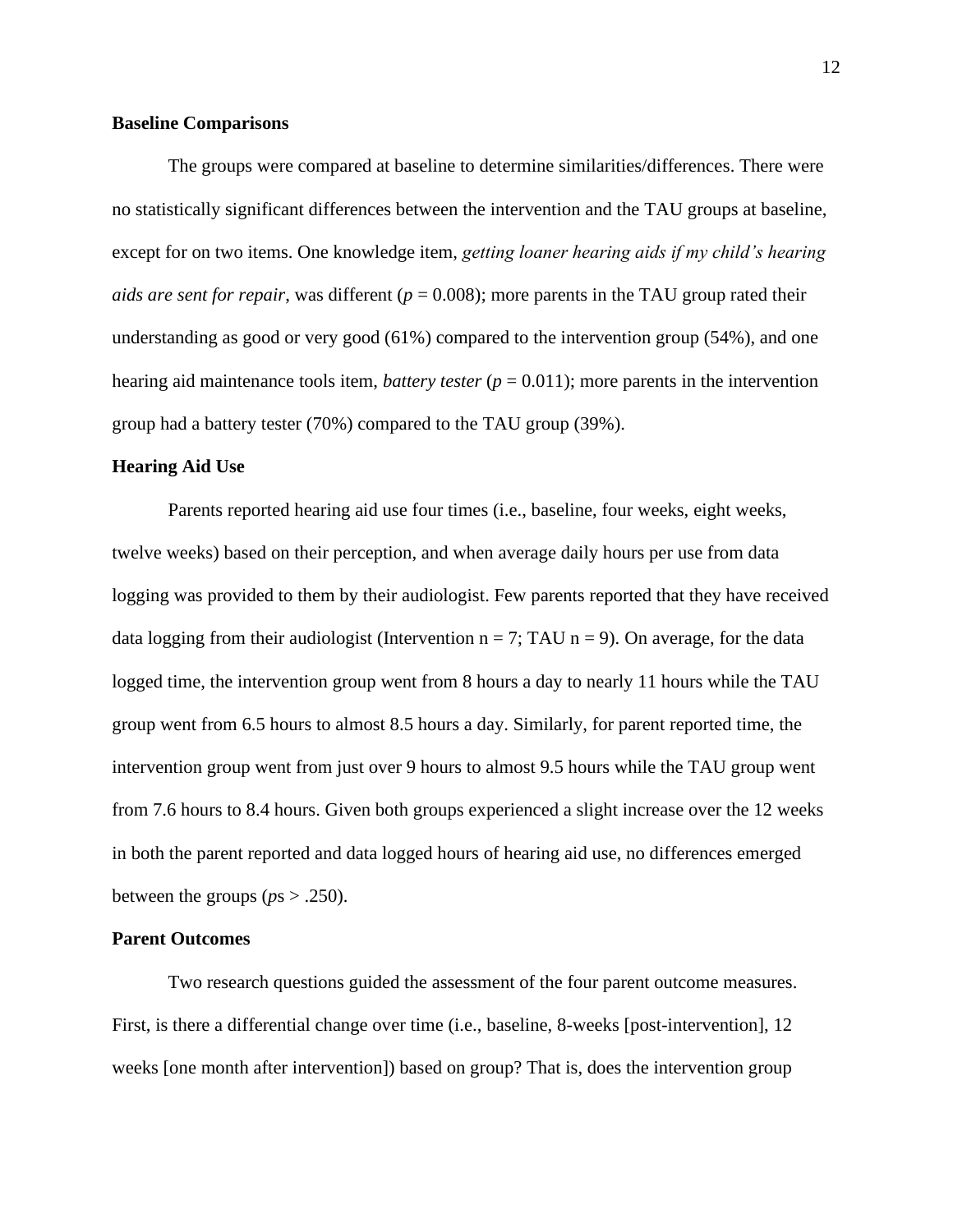### Baseline Comparisons

The groups were compared at baseline to determine similarities/differences. There were no statistically significant differences between the intervention and the TAU groups at baseline, except for on two items. One knowledge item, *getting loaner hearing aids if my child's hearing aids are sent for repair*, was different ($p = 0.008$); more parents in the TAU group rated their understanding as good or very good (61%) compared to the intervention group (54%), and one hearing aid maintenance tools item, *battery tester* ($p = 0.011$); more parents in the intervention group had a battery tester (70%) compared to the TAU group (39%).

### Hearing Aid Use

Parents reported hearing aid use four times (i.e., baseline, four weeks, eight weeks, twelve weeks) based on their perception, and when average daily hours per use from data logging was provided to them by their audiologist. Few parents reported that they have received data logging from their audiologist (Intervention n = 7; TAU n = 9). On average, for the data logged time, the intervention group went from 8 hours a day to nearly 11 hours while the TAU group went from 6.5 hours to almost 8.5 hours a day. Similarly, for parent reported time, the intervention group went from just over 9 hours to almost 9.5 hours while the TAU group went from 7.6 hours to 8.4 hours. Given both groups experienced a slight increase over the 12 weeks in both the parent reported and data logged hours of hearing aid use, no differences emerged between the groups ($p$s > .250).

### Parent Outcomes

Two research questions guided the assessment of the four parent outcome measures. First, is there a differential change over time (i.e., baseline, 8-weeks [post-intervention], 12 weeks [one month after intervention]) based on group? That is, does the intervention group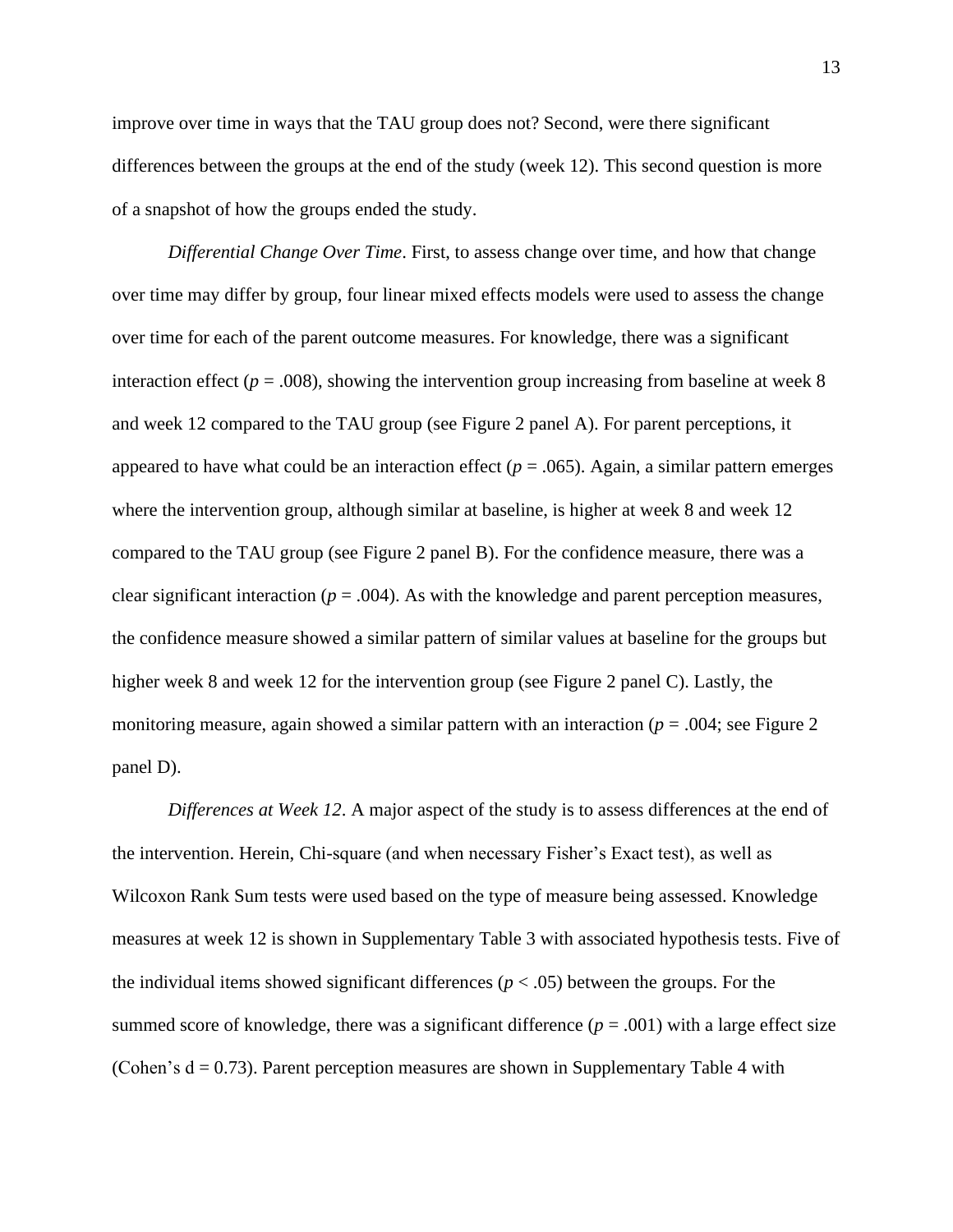improve over time in ways that the TAU group does not? Second, were there significant differences between the groups at the end of the study (week 12). This second question is more of a snapshot of how the groups ended the study.

*Differential Change Over Time*. First, to assess change over time, and how that change over time may differ by group, four linear mixed effects models were used to assess the change over time for each of the parent outcome measures. For knowledge, there was a significant interaction effect ($p$ = .008), showing the intervention group increasing from baseline at week 8 and week 12 compared to the TAU group (see Figure 2 panel A). For parent perceptions, it appeared to have what could be an interaction effect ($p$ = .065). Again, a similar pattern emerges where the intervention group, although similar at baseline, is higher at week 8 and week 12 compared to the TAU group (see Figure 2 panel B). For the confidence measure, there was a clear significant interaction ($p$ = .004). As with the knowledge and parent perception measures, the confidence measure showed a similar pattern of similar values at baseline for the groups but higher week 8 and week 12 for the intervention group (see Figure 2 panel C). Lastly, the monitoring measure, again showed a similar pattern with an interaction ($p$ = .004; see Figure 2 panel D).

*Differences at Week 12*. A major aspect of the study is to assess differences at the end of the intervention. Herein, Chi-square (and when necessary Fisher's Exact test), as well as Wilcoxon Rank Sum tests were used based on the type of measure being assessed. Knowledge measures at week 12 is shown in Supplementary Table 3 with associated hypothesis tests. Five of the individual items showed significant differences ($p$ < .05) between the groups. For the summed score of knowledge, there was a significant difference ($p$ = .001) with a large effect size (Cohen's d = 0.73). Parent perception measures are shown in Supplementary Table 4 with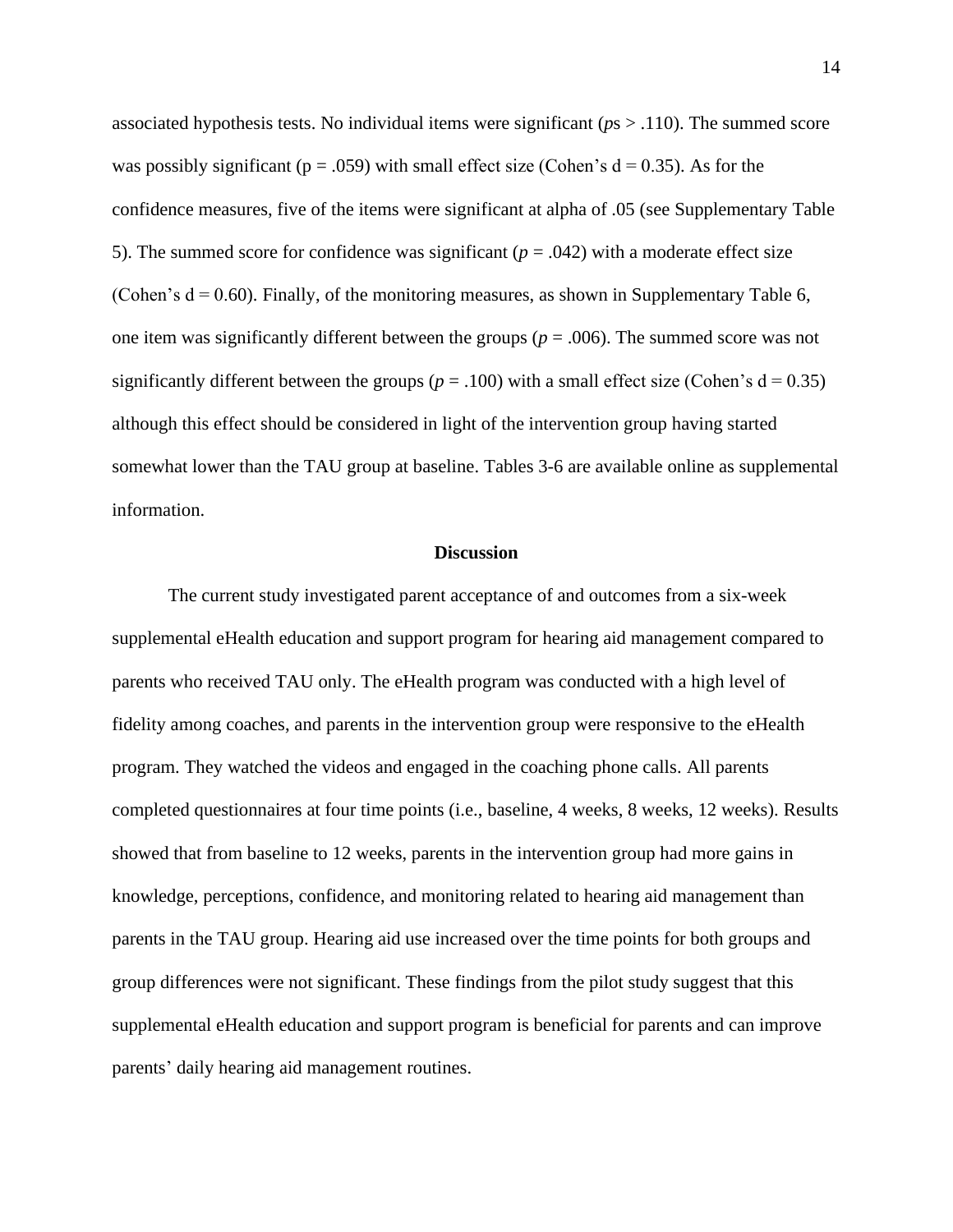associated hypothesis tests. No individual items were significant (*p*s > .110). The summed score was possibly significant (p = .059) with small effect size (Cohen's d = 0.35). As for the confidence measures, five of the items were significant at alpha of .05 (see Supplementary Table 5). The summed score for confidence was significant (*p* = .042) with a moderate effect size (Cohen's d = 0.60). Finally, of the monitoring measures, as shown in Supplementary Table 6, one item was significantly different between the groups (*p* = .006). The summed score was not significantly different between the groups (*p* = .100) with a small effect size (Cohen's d = 0.35) although this effect should be considered in light of the intervention group having started somewhat lower than the TAU group at baseline. Tables 3-6 are available online as supplemental information.

## Discussion

The current study investigated parent acceptance of and outcomes from a six-week supplemental eHealth education and support program for hearing aid management compared to parents who received TAU only. The eHealth program was conducted with a high level of fidelity among coaches, and parents in the intervention group were responsive to the eHealth program. They watched the videos and engaged in the coaching phone calls. All parents completed questionnaires at four time points (i.e., baseline, 4 weeks, 8 weeks, 12 weeks). Results showed that from baseline to 12 weeks, parents in the intervention group had more gains in knowledge, perceptions, confidence, and monitoring related to hearing aid management than parents in the TAU group. Hearing aid use increased over the time points for both groups and group differences were not significant. These findings from the pilot study suggest that this supplemental eHealth education and support program is beneficial for parents and can improve parents' daily hearing aid management routines.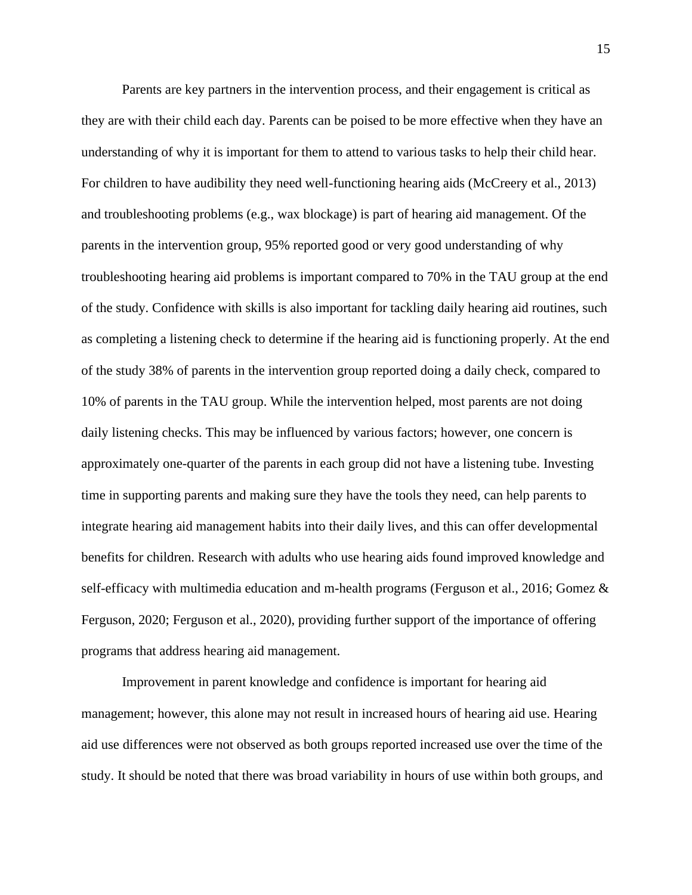Parents are key partners in the intervention process, and their engagement is critical as they are with their child each day. Parents can be poised to be more effective when they have an understanding of why it is important for them to attend to various tasks to help their child hear. For children to have audibility they need well-functioning hearing aids (McCreery et al., 2013) and troubleshooting problems (e.g., wax blockage) is part of hearing aid management. Of the parents in the intervention group, 95% reported good or very good understanding of why troubleshooting hearing aid problems is important compared to 70% in the TAU group at the end of the study. Confidence with skills is also important for tackling daily hearing aid routines, such as completing a listening check to determine if the hearing aid is functioning properly. At the end of the study 38% of parents in the intervention group reported doing a daily check, compared to 10% of parents in the TAU group. While the intervention helped, most parents are not doing daily listening checks. This may be influenced by various factors; however, one concern is approximately one-quarter of the parents in each group did not have a listening tube. Investing time in supporting parents and making sure they have the tools they need, can help parents to integrate hearing aid management habits into their daily lives, and this can offer developmental benefits for children. Research with adults who use hearing aids found improved knowledge and self-efficacy with multimedia education and m-health programs (Ferguson et al., 2016; Gomez & Ferguson, 2020; Ferguson et al., 2020), providing further support of the importance of offering programs that address hearing aid management.

Improvement in parent knowledge and confidence is important for hearing aid management; however, this alone may not result in increased hours of hearing aid use. Hearing aid use differences were not observed as both groups reported increased use over the time of the study. It should be noted that there was broad variability in hours of use within both groups, and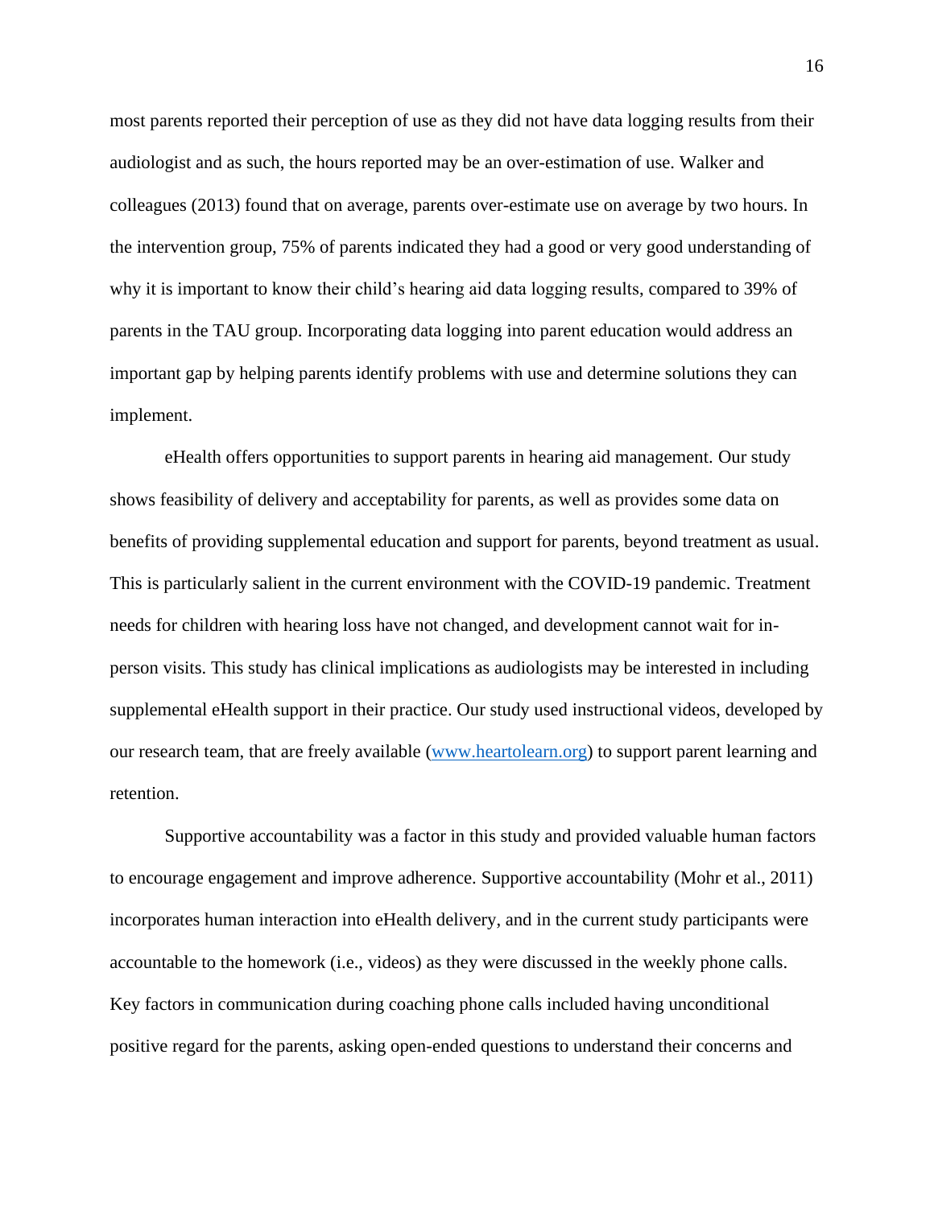most parents reported their perception of use as they did not have data logging results from their audiologist and as such, the hours reported may be an over-estimation of use. Walker and colleagues (2013) found that on average, parents over-estimate use on average by two hours. In the intervention group, 75% of parents indicated they had a good or very good understanding of why it is important to know their child's hearing aid data logging results, compared to 39% of parents in the TAU group. Incorporating data logging into parent education would address an important gap by helping parents identify problems with use and determine solutions they can implement.

eHealth offers opportunities to support parents in hearing aid management. Our study shows feasibility of delivery and acceptability for parents, as well as provides some data on benefits of providing supplemental education and support for parents, beyond treatment as usual. This is particularly salient in the current environment with the COVID-19 pandemic. Treatment needs for children with hearing loss have not changed, and development cannot wait for in-person visits. This study has clinical implications as audiologists may be interested in including supplemental eHealth support in their practice. Our study used instructional videos, developed by our research team, that are freely available (www.heartolearn.org) to support parent learning and retention.

Supportive accountability was a factor in this study and provided valuable human factors to encourage engagement and improve adherence. Supportive accountability (Mohr et al., 2011) incorporates human interaction into eHealth delivery, and in the current study participants were accountable to the homework (i.e., videos) as they were discussed in the weekly phone calls. Key factors in communication during coaching phone calls included having unconditional positive regard for the parents, asking open-ended questions to understand their concerns and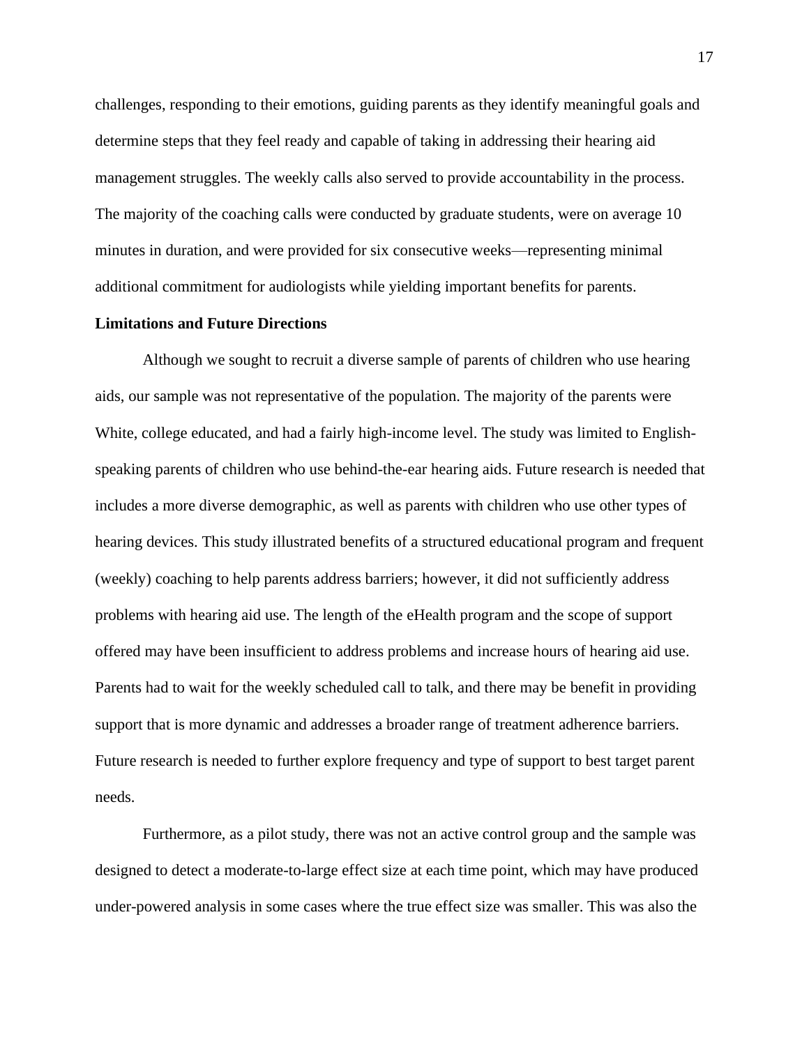challenges, responding to their emotions, guiding parents as they identify meaningful goals and determine steps that they feel ready and capable of taking in addressing their hearing aid management struggles. The weekly calls also served to provide accountability in the process. The majority of the coaching calls were conducted by graduate students, were on average 10 minutes in duration, and were provided for six consecutive weeks—representing minimal additional commitment for audiologists while yielding important benefits for parents.

**Limitations and Future Directions**

Although we sought to recruit a diverse sample of parents of children who use hearing aids, our sample was not representative of the population. The majority of the parents were White, college educated, and had a fairly high-income level. The study was limited to English-speaking parents of children who use behind-the-ear hearing aids. Future research is needed that includes a more diverse demographic, as well as parents with children who use other types of hearing devices. This study illustrated benefits of a structured educational program and frequent (weekly) coaching to help parents address barriers; however, it did not sufficiently address problems with hearing aid use. The length of the eHealth program and the scope of support offered may have been insufficient to address problems and increase hours of hearing aid use. Parents had to wait for the weekly scheduled call to talk, and there may be benefit in providing support that is more dynamic and addresses a broader range of treatment adherence barriers. Future research is needed to further explore frequency and type of support to best target parent needs.

Furthermore, as a pilot study, there was not an active control group and the sample was designed to detect a moderate-to-large effect size at each time point, which may have produced under-powered analysis in some cases where the true effect size was smaller. This was also the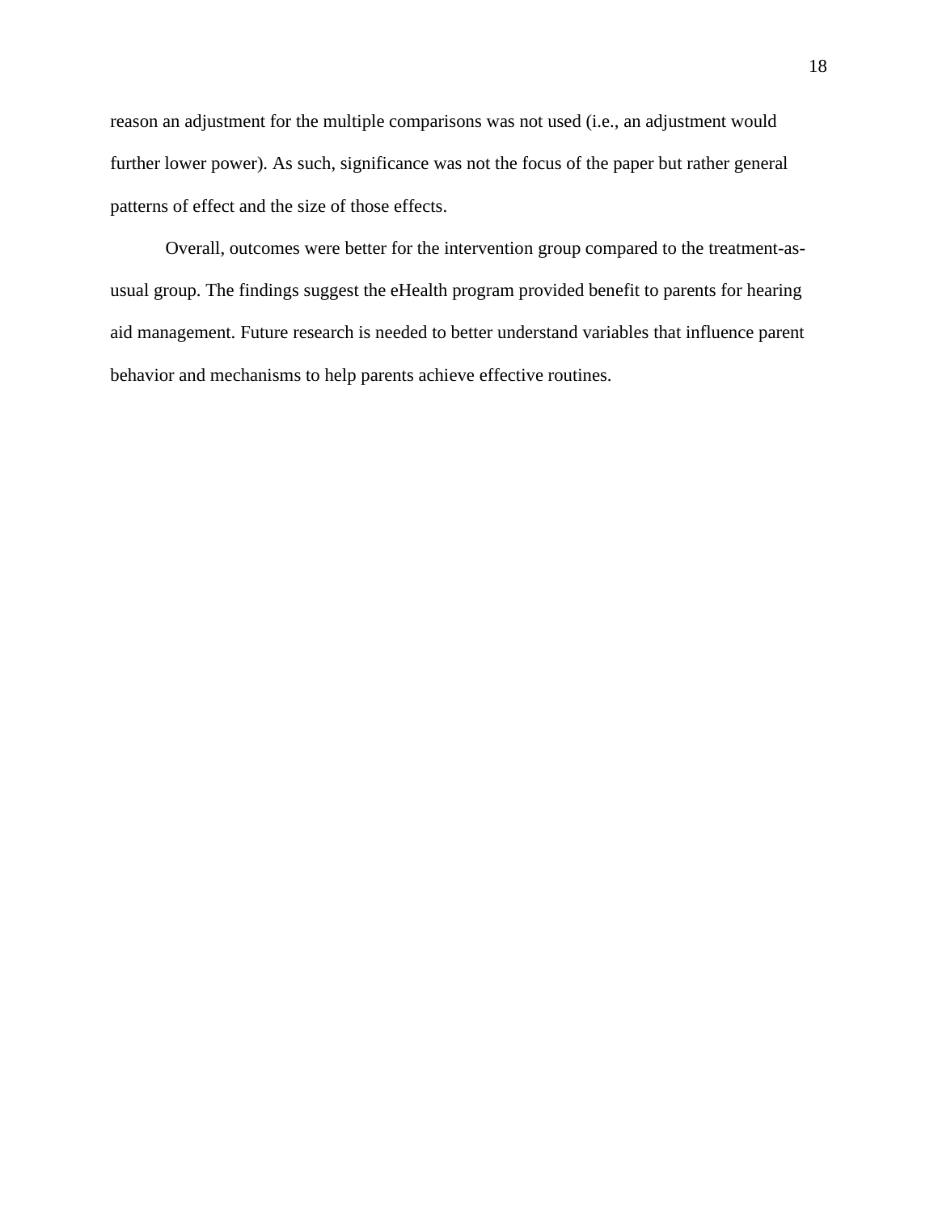reason an adjustment for the multiple comparisons was not used (i.e., an adjustment would further lower power). As such, significance was not the focus of the paper but rather general patterns of effect and the size of those effects.

Overall, outcomes were better for the intervention group compared to the treatment-as-usual group. The findings suggest the eHealth program provided benefit to parents for hearing aid management. Future research is needed to better understand variables that influence parent behavior and mechanisms to help parents achieve effective routines.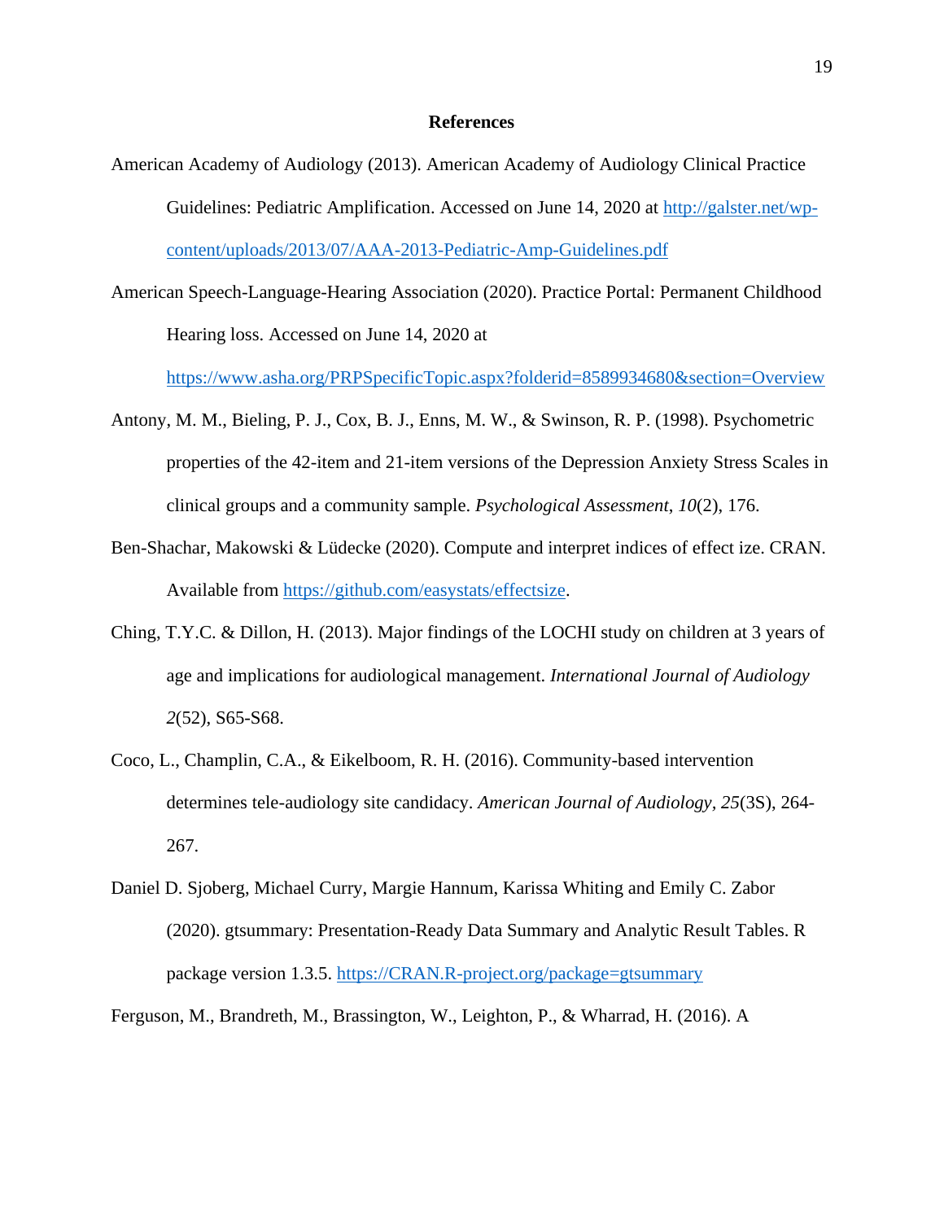## References

American Academy of Audiology (2013). American Academy of Audiology Clinical Practice Guidelines: Pediatric Amplification. Accessed on June 14, 2020 at http://galster.net/wp-content/uploads/2013/07/AAA-2013-Pediatric-Amp-Guidelines.pdf

American Speech-Language-Hearing Association (2020). Practice Portal: Permanent Childhood Hearing loss. Accessed on June 14, 2020 at https://www.asha.org/PRPSpecificTopic.aspx?folderid=8589934680&section=Overview

Antony, M. M., Bieling, P. J., Cox, B. J., Enns, M. W., & Swinson, R. P. (1998). Psychometric properties of the 42-item and 21-item versions of the Depression Anxiety Stress Scales in clinical groups and a community sample. *Psychological Assessment*, *10*(2), 176.

Ben-Shachar, Makowski & Lüdecke (2020). Compute and interpret indices of effect ize. CRAN. Available from https://github.com/easystats/effectsize.

Ching, T.Y.C. & Dillon, H. (2013). Major findings of the LOCHI study on children at 3 years of age and implications for audiological management. *International Journal of Audiology* *2*(52), S65-S68.

Coco, L., Champlin, C.A., & Eikelboom, R. H. (2016). Community-based intervention determines tele-audiology site candidacy. *American Journal of Audiology, 25*(3S), 264-267.

Daniel D. Sjoberg, Michael Curry, Margie Hannum, Karissa Whiting and Emily C. Zabor (2020). gtsummary: Presentation-Ready Data Summary and Analytic Result Tables. R package version 1.3.5. https://CRAN.R-project.org/package=gtsummary

Ferguson, M., Brandreth, M., Brassington, W., Leighton, P., & Wharrad, H. (2016). A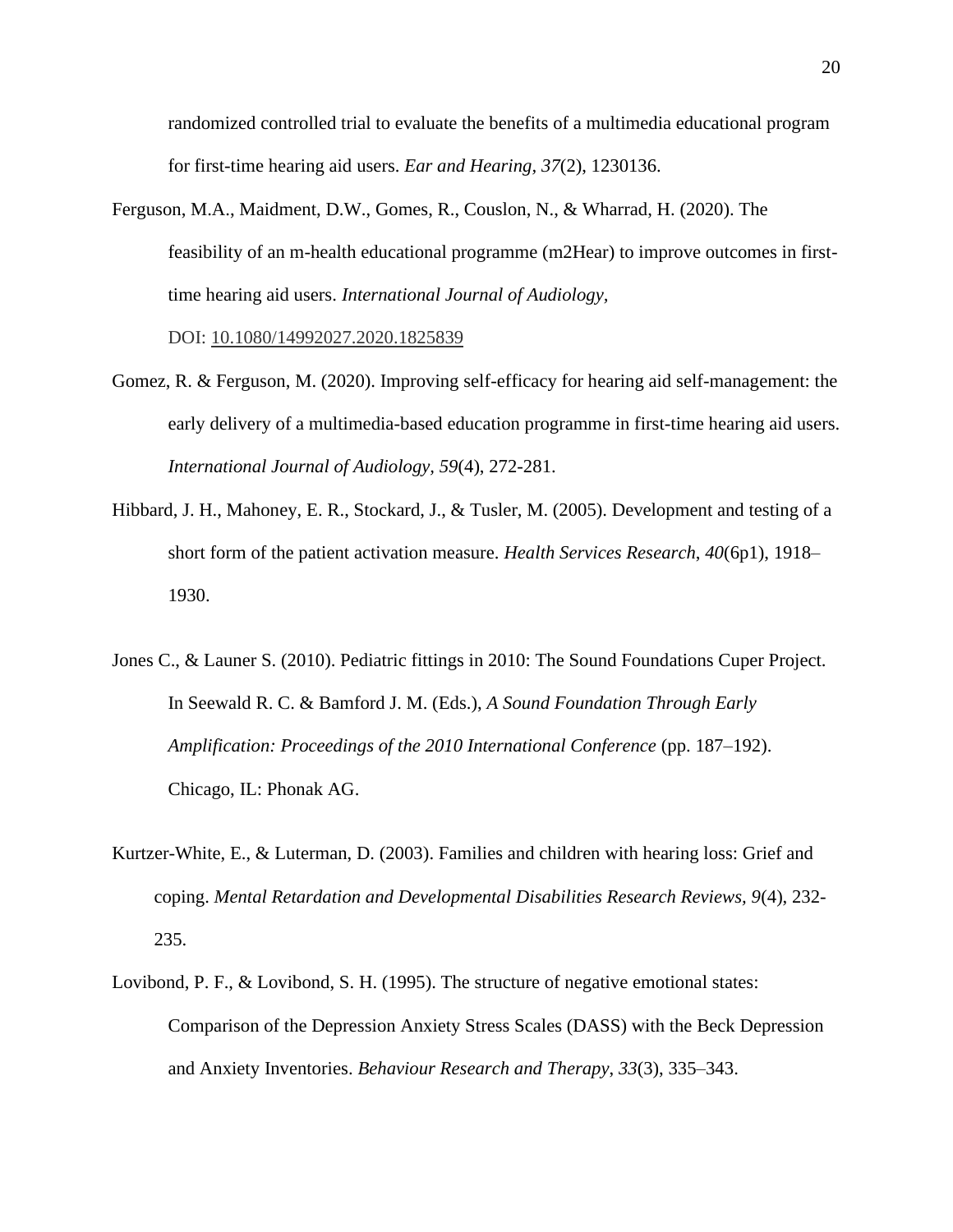randomized controlled trial to evaluate the benefits of a multimedia educational program for first-time hearing aid users. *Ear and Hearing, 37*(2), 1230136.

Ferguson, M.A., Maidment, D.W., Gomes, R., Couslon, N., & Wharrad, H. (2020). The feasibility of an m-health educational programme (m2Hear) to improve outcomes in first-time hearing aid users. *International Journal of Audiology,* DOI: 10.1080/14992027.2020.1825839

Gomez, R. & Ferguson, M. (2020). Improving self-efficacy for hearing aid self-management: the early delivery of a multimedia-based education programme in first-time hearing aid users. *International Journal of Audiology, 59*(4), 272-281.

Hibbard, J. H., Mahoney, E. R., Stockard, J., & Tusler, M. (2005). Development and testing of a short form of the patient activation measure. *Health Services Research*, *40*(6p1), 1918–1930.

Jones C., & Launer S. (2010). Pediatric fittings in 2010: The Sound Foundations Cuper Project. In Seewald R. C. & Bamford J. M. (Eds.), *A Sound Foundation Through Early Amplification: Proceedings of the 2010 International Conference* (pp. 187–192). Chicago, IL: Phonak AG.

Kurtzer-White, E., & Luterman, D. (2003). Families and children with hearing loss: Grief and coping. *Mental Retardation and Developmental Disabilities Research Reviews, 9*(4), 232-235.

Lovibond, P. F., & Lovibond, S. H. (1995). The structure of negative emotional states: Comparison of the Depression Anxiety Stress Scales (DASS) with the Beck Depression and Anxiety Inventories. *Behaviour Research and Therapy*, *33*(3), 335–343.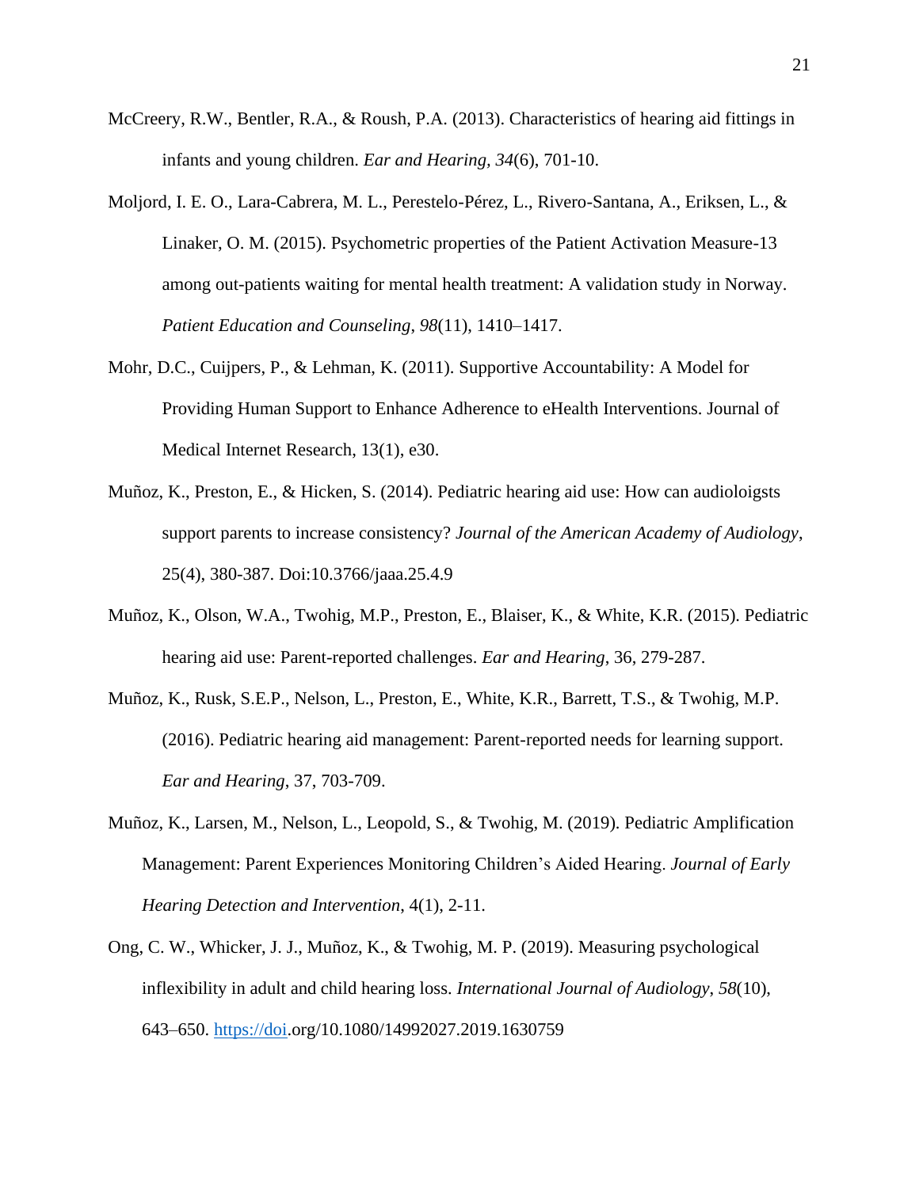McCreery, R.W., Bentler, R.A., & Roush, P.A. (2013). Characteristics of hearing aid fittings in infants and young children. *Ear and Hearing, 34*(6), 701-10.

Moljord, I. E. O., Lara-Cabrera, M. L., Perestelo-Pérez, L., Rivero-Santana, A., Eriksen, L., & Linaker, O. M. (2015). Psychometric properties of the Patient Activation Measure-13 among out-patients waiting for mental health treatment: A validation study in Norway. *Patient Education and Counseling*, *98*(11), 1410–1417.

Mohr, D.C., Cuijpers, P., & Lehman, K. (2011). Supportive Accountability: A Model for Providing Human Support to Enhance Adherence to eHealth Interventions. Journal of Medical Internet Research, 13(1), e30.

Muñoz, K., Preston, E., & Hicken, S. (2014). Pediatric hearing aid use: How can audioloigsts support parents to increase consistency? *Journal of the American Academy of Audiology*, 25(4), 380-387. Doi:10.3766/jaaa.25.4.9

Muñoz, K., Olson, W.A., Twohig, M.P., Preston, E., Blaiser, K., & White, K.R. (2015). Pediatric hearing aid use: Parent-reported challenges. *Ear and Hearing*, 36, 279-287.

Muñoz, K., Rusk, S.E.P., Nelson, L., Preston, E., White, K.R., Barrett, T.S., & Twohig, M.P. (2016). Pediatric hearing aid management: Parent-reported needs for learning support. *Ear and Hearing*, 37, 703-709.

Muñoz, K., Larsen, M., Nelson, L., Leopold, S., & Twohig, M. (2019). Pediatric Amplification Management: Parent Experiences Monitoring Children's Aided Hearing. *Journal of Early Hearing Detection and Intervention*, 4(1), 2-11.

Ong, C. W., Whicker, J. J., Muñoz, K., & Twohig, M. P. (2019). Measuring psychological inflexibility in adult and child hearing loss. *International Journal of Audiology*, *58*(10), 643–650. https://doi.org/10.1080/14992027.2019.1630759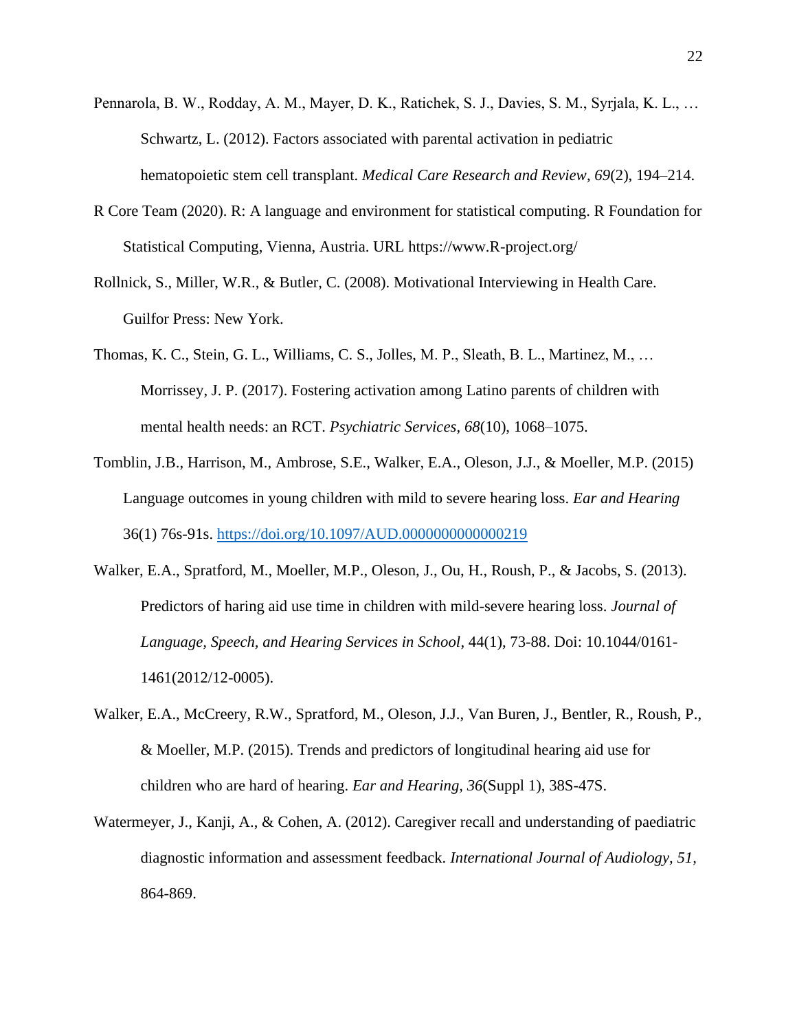Pennarola, B. W., Rodday, A. M., Mayer, D. K., Ratichek, S. J., Davies, S. M., Syrjala, K. L., … Schwartz, L. (2012). Factors associated with parental activation in pediatric hematopoietic stem cell transplant. *Medical Care Research and Review*, *69*(2), 194–214.

R Core Team (2020). R: A language and environment for statistical computing. R Foundation for Statistical Computing, Vienna, Austria. URL https://www.R-project.org/

Rollnick, S., Miller, W.R., & Butler, C. (2008). Motivational Interviewing in Health Care. Guilfor Press: New York.

Thomas, K. C., Stein, G. L., Williams, C. S., Jolles, M. P., Sleath, B. L., Martinez, M., … Morrissey, J. P. (2017). Fostering activation among Latino parents of children with mental health needs: an RCT. *Psychiatric Services*, *68*(10), 1068–1075.

Tomblin, J.B., Harrison, M., Ambrose, S.E., Walker, E.A., Oleson, J.J., & Moeller, M.P. (2015) Language outcomes in young children with mild to severe hearing loss. *Ear and Hearing* 36(1) 76s-91s. https://doi.org/10.1097/AUD.0000000000000219

Walker, E.A., Spratford, M., Moeller, M.P., Oleson, J., Ou, H., Roush, P., & Jacobs, S. (2013). Predictors of haring aid use time in children with mild-severe hearing loss. *Journal of Language, Speech, and Hearing Services in School*, 44(1), 73-88. Doi: 10.1044/0161-1461(2012/12-0005).

Walker, E.A., McCreery, R.W., Spratford, M., Oleson, J.J., Van Buren, J., Bentler, R., Roush, P., & Moeller, M.P. (2015). Trends and predictors of longitudinal hearing aid use for children who are hard of hearing. *Ear and Hearing, 36*(Suppl 1), 38S-47S.

Watermeyer, J., Kanji, A., & Cohen, A. (2012). Caregiver recall and understanding of paediatric diagnostic information and assessment feedback. *International Journal of Audiology, 51*, 864-869.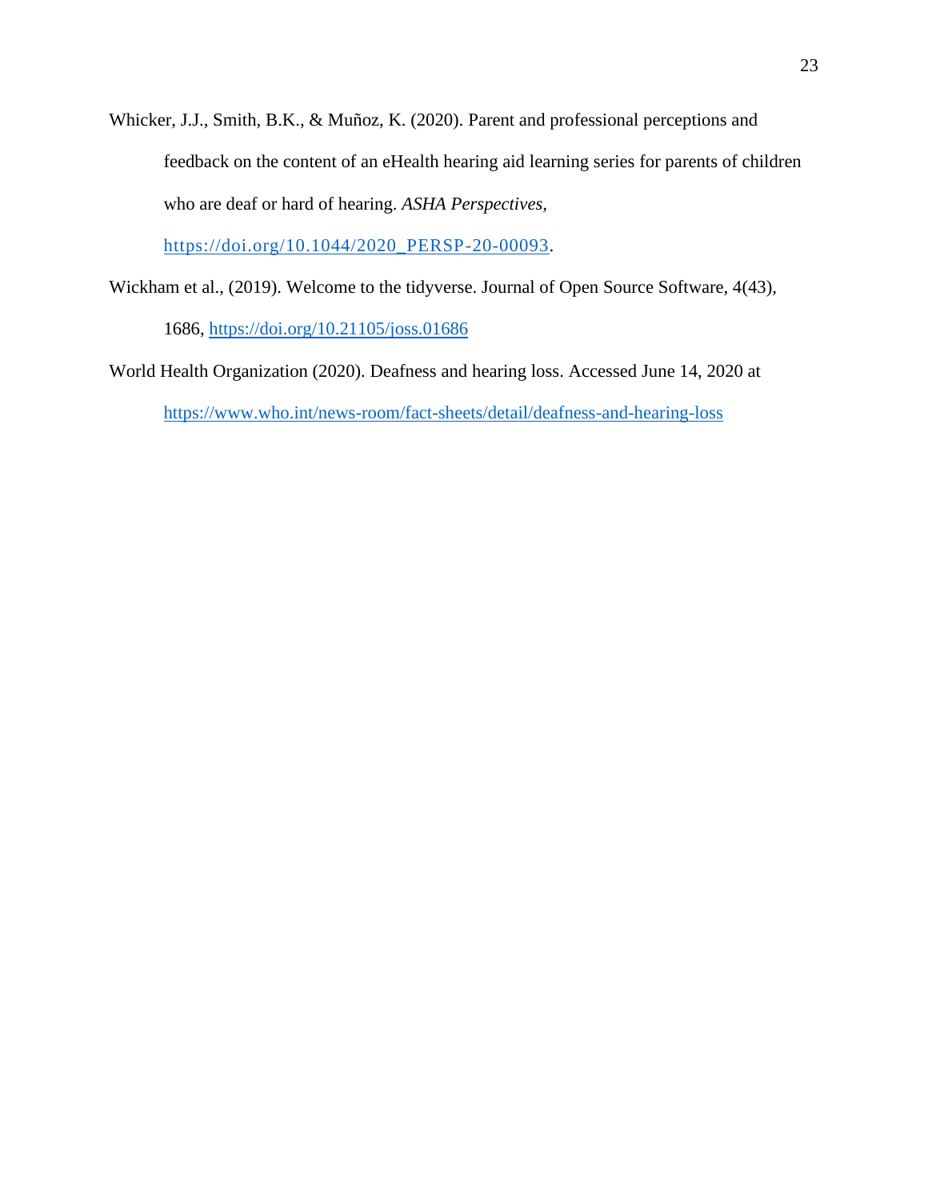Whicker, J.J., Smith, B.K., & Muñoz, K. (2020). Parent and professional perceptions and feedback on the content of an eHealth hearing aid learning series for parents of children who are deaf or hard of hearing. *ASHA Perspectives,* https://doi.org/10.1044/2020_PERSP-20-00093.

Wickham et al., (2019). Welcome to the tidyverse. Journal of Open Source Software, 4(43), 1686, https://doi.org/10.21105/joss.01686

World Health Organization (2020). Deafness and hearing loss. Accessed June 14, 2020 at https://www.who.int/news-room/fact-sheets/detail/deafness-and-hearing-loss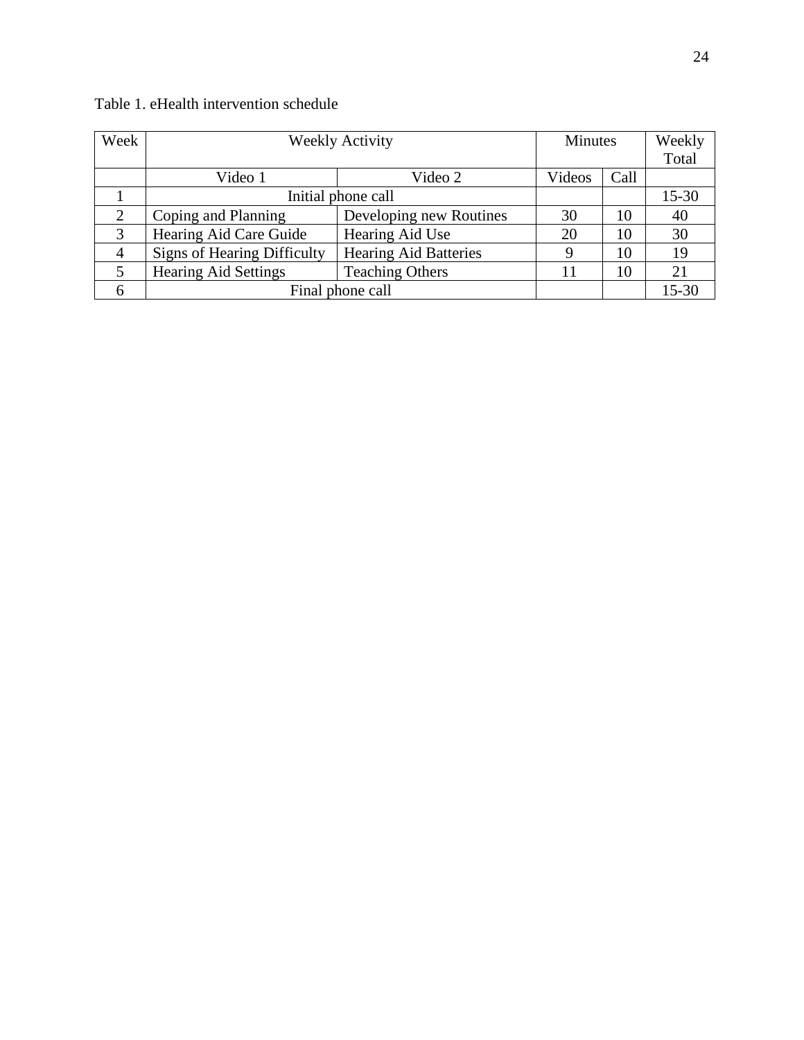Table 1. eHealth intervention schedule

| Week | Weekly Activity | | Minutes | | Weekly Total |
|---|---|---|---|---|---|
| | Video 1 | Video 2 | Videos | Call | |
| 1 | Initial phone call | | | | 15-30 |
| 2 | Coping and Planning | Developing new Routines | 30 | 10 | 40 |
| 3 | Hearing Aid Care Guide | Hearing Aid Use | 20 | 10 | 30 |
| 4 | Signs of Hearing Difficulty | Hearing Aid Batteries | 9 | 10 | 19 |
| 5 | Hearing Aid Settings | Teaching Others | 11 | 10 | 21 |
| 6 | Final phone call | | | | 15-30 |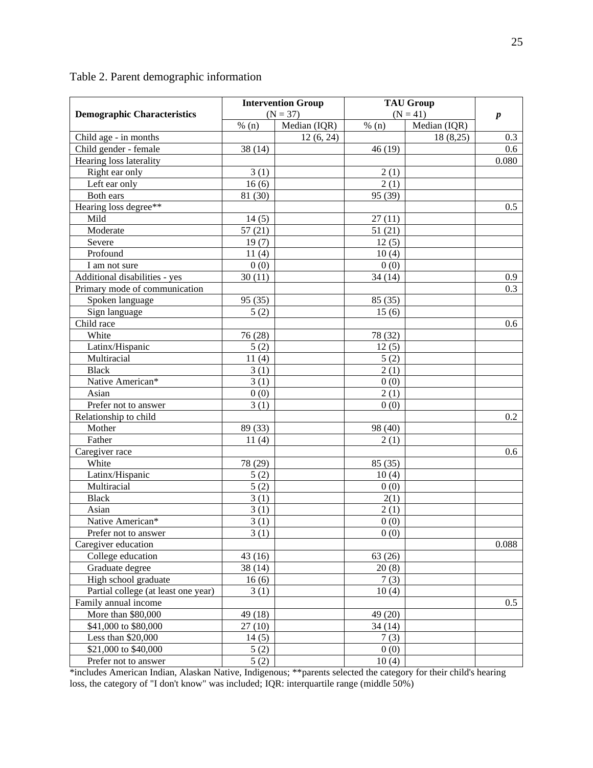Table 2. Parent demographic information

| **Demographic Characteristics** | **Intervention Group** (N = 37) | | **TAU Group** (N = 41) | | ***p*** |
|---|---|---|---|---|---|
| | % (n) | Median (IQR) | % (n) | Median (IQR) | |
| Child age - in months | | 12 (6, 24) | | 18 (8,25) | 0.3 |
| Child gender - female | 38 (14) | | 46 (19) | | 0.6 |
| Hearing loss laterality | | | | | 0.080 |
| Right ear only | 3 (1) | | 2 (1) | | |
| Left ear only | 16 (6) | | 2 (1) | | |
| Both ears | 81 (30) | | 95 (39) | | |
| Hearing loss degree** | | | | | 0.5 |
| Mild | 14 (5) | | 27 (11) | | |
| Moderate | 57 (21) | | 51 (21) | | |
| Severe | 19 (7) | | 12 (5) | | |
| Profound | 11 (4) | | 10 (4) | | |
| I am not sure | 0 (0) | | 0 (0) | | |
| Additional disabilities - yes | 30 (11) | | 34 (14) | | 0.9 |
| Primary mode of communication | | | | | 0.3 |
| Spoken language | 95 (35) | | 85 (35) | | |
| Sign language | 5 (2) | | 15 (6) | | |
| Child race | | | | | 0.6 |
| White | 76 (28) | | 78 (32) | | |
| Latinx/Hispanic | 5 (2) | | 12 (5) | | |
| Multiracial | 11 (4) | | 5 (2) | | |
| Black | 3 (1) | | 2 (1) | | |
| Native American* | 3 (1) | | 0 (0) | | |
| Asian | 0 (0) | | 2 (1) | | |
| Prefer not to answer | 3 (1) | | 0 (0) | | |
| Relationship to child | | | | | 0.2 |
| Mother | 89 (33) | | 98 (40) | | |
| Father | 11 (4) | | 2 (1) | | |
| Caregiver race | | | | | 0.6 |
| White | 78 (29) | | 85 (35) | | |
| Latinx/Hispanic | 5 (2) | | 10 (4) | | |
| Multiracial | 5 (2) | | 0 (0) | | |
| Black | 3 (1) | | 2(1) | | |
| Asian | 3 (1) | | 2 (1) | | |
| Native American* | 3 (1) | | 0 (0) | | |
| Prefer not to answer | 3 (1) | | 0 (0) | | |
| Caregiver education | | | | | 0.088 |
| College education | 43 (16) | | 63 (26) | | |
| Graduate degree | 38 (14) | | 20 (8) | | |
| High school graduate | 16 (6) | | 7 (3) | | |
| Partial college (at least one year) | 3 (1) | | 10 (4) | | |
| Family annual income | | | | | 0.5 |
| More than $80,000 | 49 (18) | | 49 (20) | | |
| $41,000 to $80,000 | 27 (10) | | 34 (14) | | |
| Less than $20,000 | 14 (5) | | 7 (3) | | |
| $21,000 to $40,000 | 5 (2) | | 0 (0) | | |
| Prefer not to answer | 5 (2) | | 10 (4) | | |

*includes American Indian, Alaskan Native, Indigenous; **parents selected the category for their child's hearing loss, the category of "I don't know" was included; IQR: interquartile range (middle 50%)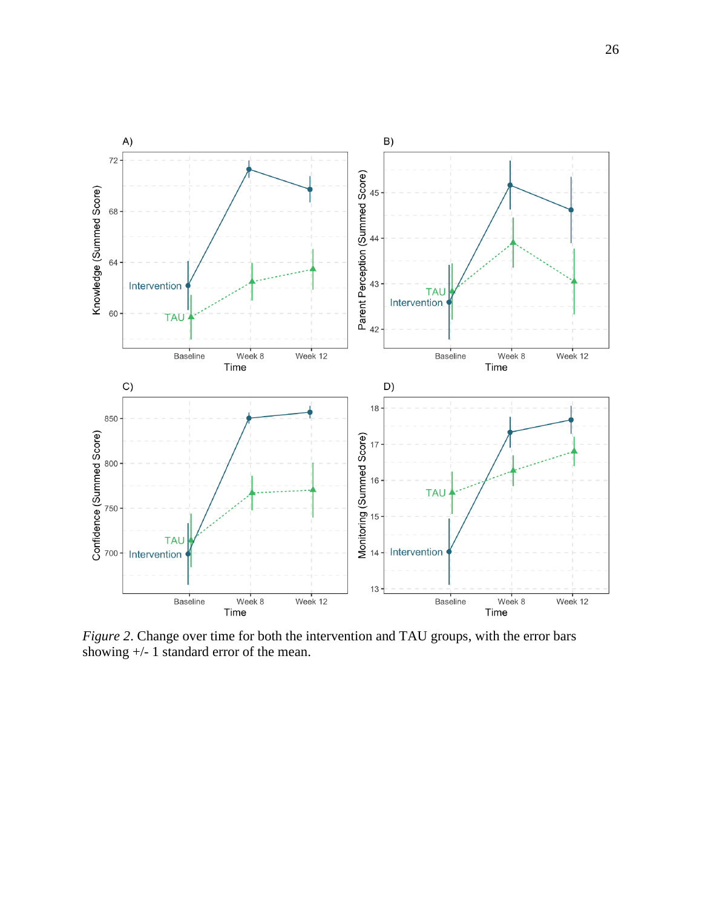*Figure 2*. Change over time for both the intervention and TAU groups, with the error bars showing +/- 1 standard error of the mean.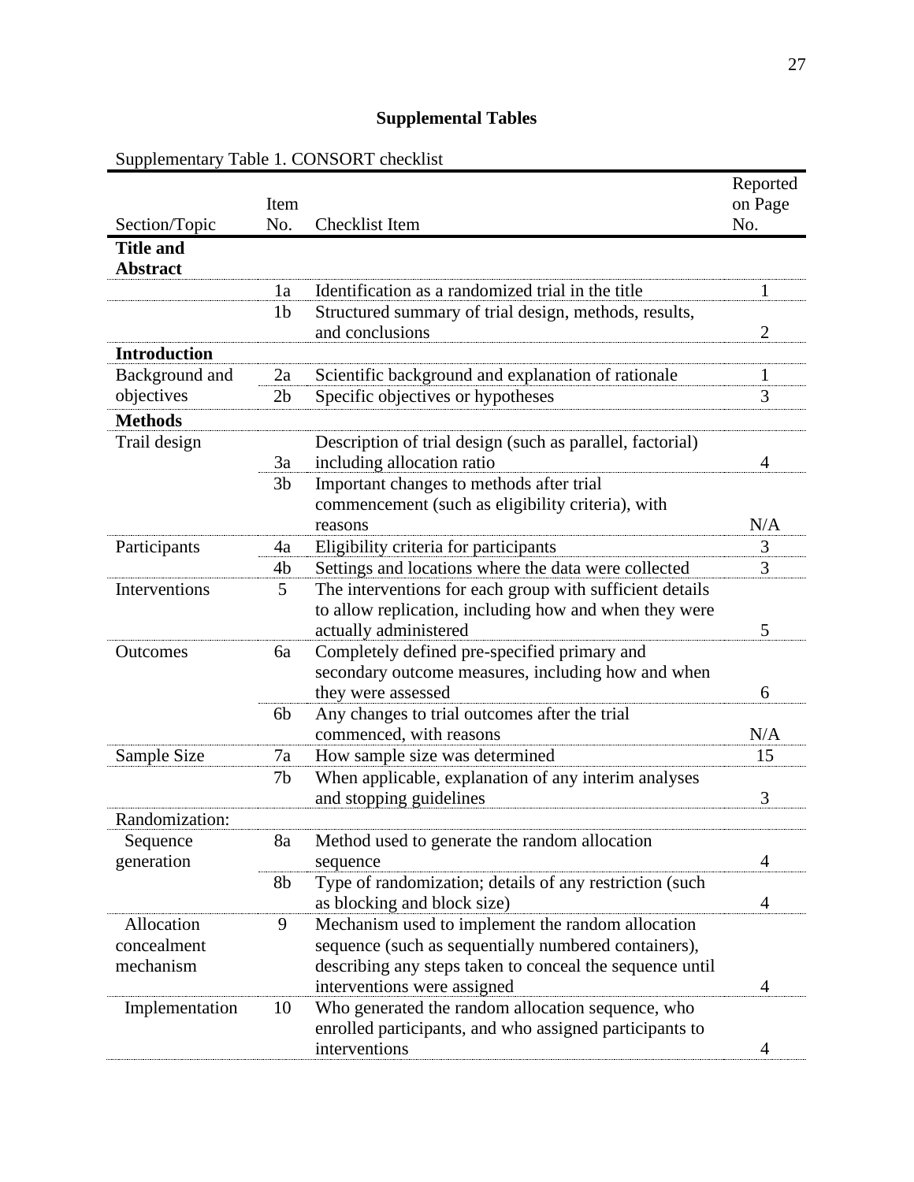# Supplemental Tables

Supplementary Table 1. CONSORT checklist

| Section/Topic | Item No. | Checklist Item | Reported on Page No. |
|---|---|---|---|
| **Title and Abstract** | | | |
| | 1a | Identification as a randomized trial in the title | 1 |
| | 1b | Structured summary of trial design, methods, results, and conclusions | 2 |
| **Introduction** | | | |
| Background and objectives | 2a | Scientific background and explanation of rationale | 1 |
| | 2b | Specific objectives or hypotheses | 3 |
| **Methods** | | | |
| Trail design | 3a | Description of trial design (such as parallel, factorial) including allocation ratio | 4 |
| | 3b | Important changes to methods after trial commencement (such as eligibility criteria), with reasons | N/A |
| Participants | 4a | Eligibility criteria for participants | 3 |
| | 4b | Settings and locations where the data were collected | 3 |
| Interventions | 5 | The interventions for each group with sufficient details to allow replication, including how and when they were actually administered | 5 |
| Outcomes | 6a | Completely defined pre-specified primary and secondary outcome measures, including how and when they were assessed | 6 |
| | 6b | Any changes to trial outcomes after the trial commenced, with reasons | N/A |
| Sample Size | 7a | How sample size was determined | 15 |
| | 7b | When applicable, explanation of any interim analyses and stopping guidelines | 3 |
| Randomization: | | | |
| Sequence generation | 8a | Method used to generate the random allocation sequence | 4 |
| | 8b | Type of randomization; details of any restriction (such as blocking and block size) | 4 |
| Allocation concealment mechanism | 9 | Mechanism used to implement the random allocation sequence (such as sequentially numbered containers), describing any steps taken to conceal the sequence until interventions were assigned | 4 |
| Implementation | 10 | Who generated the random allocation sequence, who enrolled participants, and who assigned participants to interventions | 4 |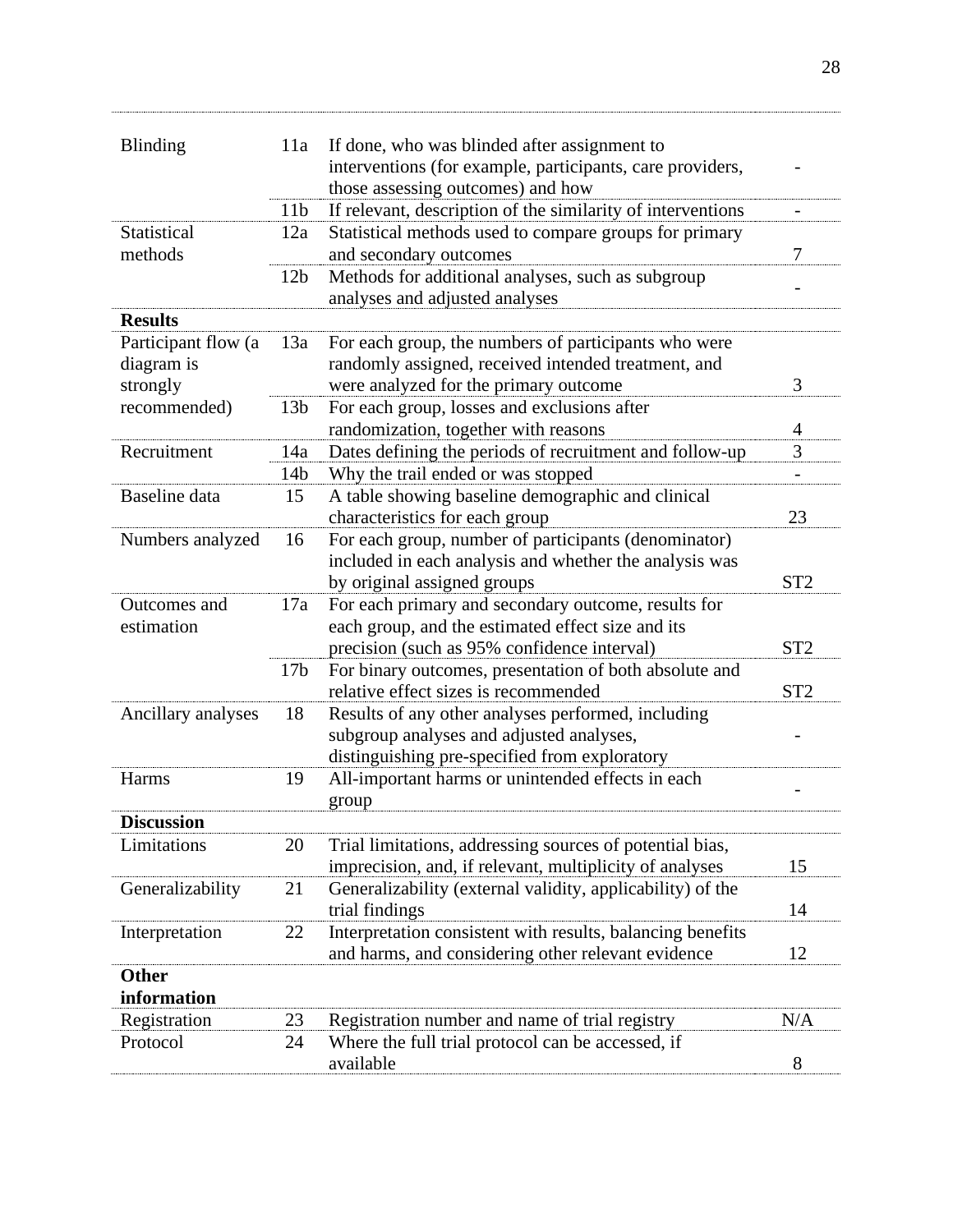| | | | |
|---|---|---|---|
| Blinding | 11a | If done, who was blinded after assignment to interventions (for example, participants, care providers, those assessing outcomes) and how | - |
| | 11b | If relevant, description of the similarity of interventions | - |
| Statistical methods | 12a | Statistical methods used to compare groups for primary and secondary outcomes | 7 |
| | 12b | Methods for additional analyses, such as subgroup analyses and adjusted analyses | - |
| **Results** | | | |
| Participant flow (a diagram is strongly recommended) | 13a | For each group, the numbers of participants who were randomly assigned, received intended treatment, and were analyzed for the primary outcome | 3 |
| | 13b | For each group, losses and exclusions after randomization, together with reasons | 4 |
| Recruitment | 14a | Dates defining the periods of recruitment and follow-up | 3 |
| | 14b | Why the trail ended or was stopped | - |
| Baseline data | 15 | A table showing baseline demographic and clinical characteristics for each group | 23 |
| Numbers analyzed | 16 | For each group, number of participants (denominator) included in each analysis and whether the analysis was by original assigned groups | ST2 |
| Outcomes and estimation | 17a | For each primary and secondary outcome, results for each group, and the estimated effect size and its precision (such as 95% confidence interval) | ST2 |
| | 17b | For binary outcomes, presentation of both absolute and relative effect sizes is recommended | ST2 |
| Ancillary analyses | 18 | Results of any other analyses performed, including subgroup analyses and adjusted analyses, distinguishing pre-specified from exploratory | - |
| Harms | 19 | All-important harms or unintended effects in each group | - |
| **Discussion** | | | |
| Limitations | 20 | Trial limitations, addressing sources of potential bias, imprecision, and, if relevant, multiplicity of analyses | 15 |
| Generalizability | 21 | Generalizability (external validity, applicability) of the trial findings | 14 |
| Interpretation | 22 | Interpretation consistent with results, balancing benefits and harms, and considering other relevant evidence | 12 |
| **Other information** | | | |
| Registration | 23 | Registration number and name of trial registry | N/A |
| Protocol | 24 | Where the full trial protocol can be accessed, if available | 8 |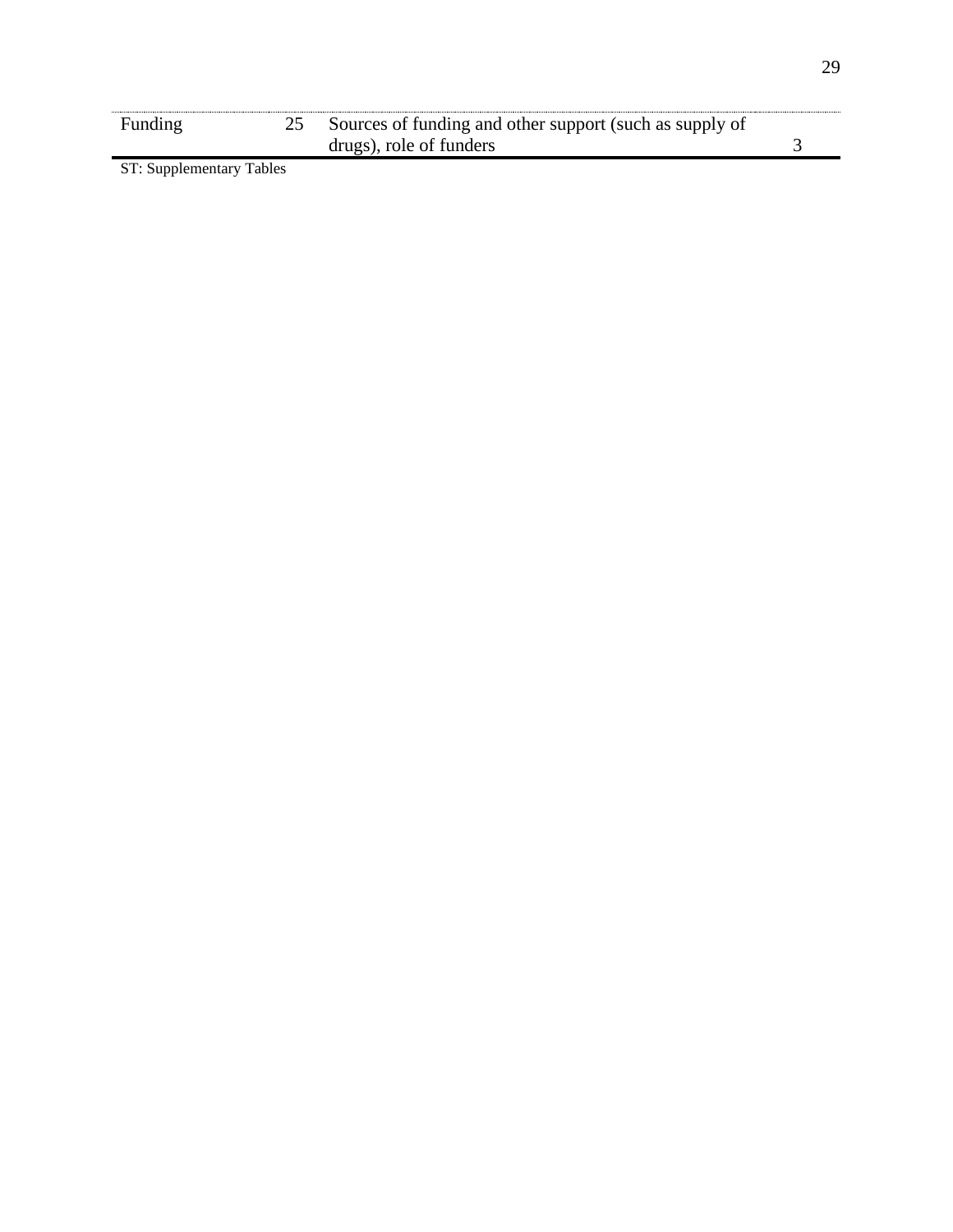| | | | |
|---|---|---|---|
| Funding | 25 | Sources of funding and other support (such as supply of drugs), role of funders | 3 |

ST: Supplementary Tables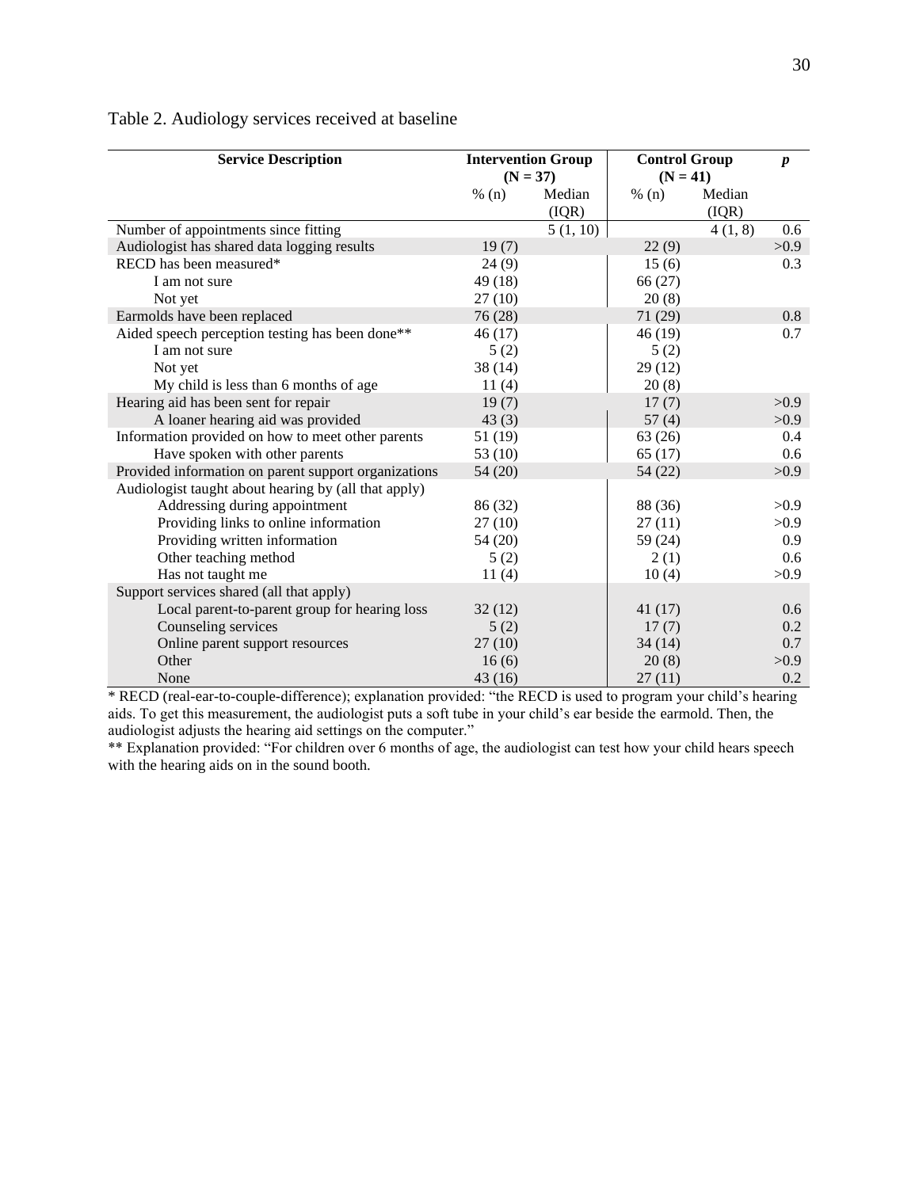Table 2. Audiology services received at baseline

| Service Description | Intervention Group (N = 37) | | Control Group (N = 41) | | *p* |
|---|---|---|---|---|---|
| | % (n) | Median (IQR) | % (n) | Median (IQR) | |
| Number of appointments since fitting | | 5 (1, 10) | | 4 (1, 8) | 0.6 |
| Audiologist has shared data logging results | 19 (7) | | 22 (9) | | >0.9 |
| RECD has been measured* | 24 (9) | | 15 (6) | | 0.3 |
| I am not sure | 49 (18) | | 66 (27) | | |
| Not yet | 27 (10) | | 20 (8) | | |
| Earmolds have been replaced | 76 (28) | | 71 (29) | | 0.8 |
| Aided speech perception testing has been done** | 46 (17) | | 46 (19) | | 0.7 |
| I am not sure | 5 (2) | | 5 (2) | | |
| Not yet | 38 (14) | | 29 (12) | | |
| My child is less than 6 months of age | 11 (4) | | 20 (8) | | |
| Hearing aid has been sent for repair | 19 (7) | | 17 (7) | | >0.9 |
| A loaner hearing aid was provided | 43 (3) | | 57 (4) | | >0.9 |
| Information provided on how to meet other parents | 51 (19) | | 63 (26) | | 0.4 |
| Have spoken with other parents | 53 (10) | | 65 (17) | | 0.6 |
| Provided information on parent support organizations | 54 (20) | | 54 (22) | | >0.9 |
| Audiologist taught about hearing by (all that apply) | | | | | |
| Addressing during appointment | 86 (32) | | 88 (36) | | >0.9 |
| Providing links to online information | 27 (10) | | 27 (11) | | >0.9 |
| Providing written information | 54 (20) | | 59 (24) | | 0.9 |
| Other teaching method | 5 (2) | | 2 (1) | | 0.6 |
| Has not taught me | 11 (4) | | 10 (4) | | >0.9 |
| Support services shared (all that apply) | | | | | |
| Local parent-to-parent group for hearing loss | 32 (12) | | 41 (17) | | 0.6 |
| Counseling services | 5 (2) | | 17 (7) | | 0.2 |
| Online parent support resources | 27 (10) | | 34 (14) | | 0.7 |
| Other | 16 (6) | | 20 (8) | | >0.9 |
| None | 43 (16) | | 27 (11) | | 0.2 |

* RECD (real-ear-to-couple-difference); explanation provided: "the RECD is used to program your child's hearing aids. To get this measurement, the audiologist puts a soft tube in your child's ear beside the earmold. Then, the audiologist adjusts the hearing aid settings on the computer."

** Explanation provided: "For children over 6 months of age, the audiologist can test how your child hears speech with the hearing aids on in the sound booth.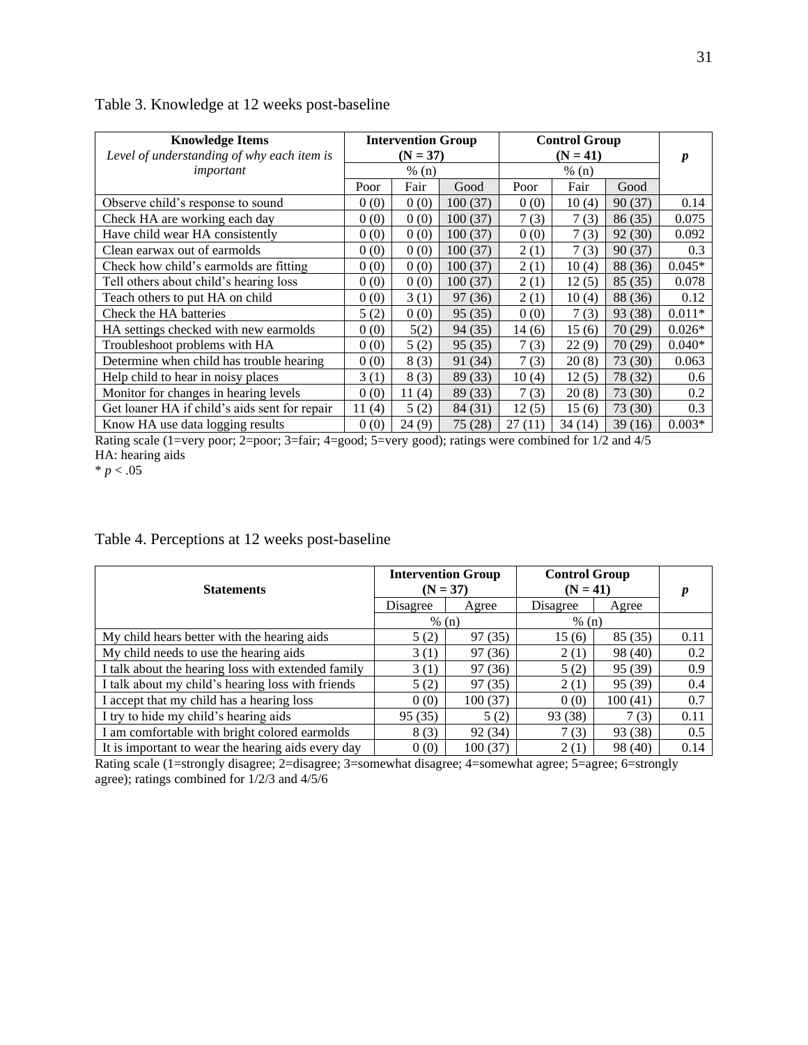Table 3. Knowledge at 12 weeks post-baseline

| **Knowledge Items** *Level of understanding of why each item is important* | **Intervention Group (N = 37)** | | | **Control Group (N = 41)** | | | ***p*** |
|---|---|---|---|---|---|---|---|
| | % (n) | | | % (n) | | | |
| | Poor | Fair | Good | Poor | Fair | Good | |
| Observe child's response to sound | 0 (0) | 0 (0) | 100 (37) | 0 (0) | 10 (4) | 90 (37) | 0.14 |
| Check HA are working each day | 0 (0) | 0 (0) | 100 (37) | 7 (3) | 7 (3) | 86 (35) | 0.075 |
| Have child wear HA consistently | 0 (0) | 0 (0) | 100 (37) | 0 (0) | 7 (3) | 92 (30) | 0.092 |
| Clean earwax out of earmolds | 0 (0) | 0 (0) | 100 (37) | 2 (1) | 7 (3) | 90 (37) | 0.3 |
| Check how child's earmolds are fitting | 0 (0) | 0 (0) | 100 (37) | 2 (1) | 10 (4) | 88 (36) | 0.045* |
| Tell others about child's hearing loss | 0 (0) | 0 (0) | 100 (37) | 2 (1) | 12 (5) | 85 (35) | 0.078 |
| Teach others to put HA on child | 0 (0) | 3 (1) | 97 (36) | 2 (1) | 10 (4) | 88 (36) | 0.12 |
| Check the HA batteries | 5 (2) | 0 (0) | 95 (35) | 0 (0) | 7 (3) | 93 (38) | 0.011* |
| HA settings checked with new earmolds | 0 (0) | 5(2) | 94 (35) | 14 (6) | 15 (6) | 70 (29) | 0.026* |
| Troubleshoot problems with HA | 0 (0) | 5 (2) | 95 (35) | 7 (3) | 22 (9) | 70 (29) | 0.040* |
| Determine when child has trouble hearing | 0 (0) | 8 (3) | 91 (34) | 7 (3) | 20 (8) | 73 (30) | 0.063 |
| Help child to hear in noisy places | 3 (1) | 8 (3) | 89 (33) | 10 (4) | 12 (5) | 78 (32) | 0.6 |
| Monitor for changes in hearing levels | 0 (0) | 11 (4) | 89 (33) | 7 (3) | 20 (8) | 73 (30) | 0.2 |
| Get loaner HA if child's aids sent for repair | 11 (4) | 5 (2) | 84 (31) | 12 (5) | 15 (6) | 73 (30) | 0.3 |
| Know HA use data logging results | 0 (0) | 24 (9) | 75 (28) | 27 (11) | 34 (14) | 39 (16) | 0.003* |

Rating scale (1=very poor; 2=poor; 3=fair; 4=good; 5=very good); ratings were combined for 1/2 and 4/5
HA: hearing aids
\* $p < .05$

Table 4. Perceptions at 12 weeks post-baseline

| **Statements** | **Intervention Group (N = 37)** | | **Control Group (N = 41)** | | ***p*** |
|---|---|---|---|---|---|
| | Disagree | Agree | Disagree | Agree | |
| | % (n) | | % (n) | | |
| My child hears better with the hearing aids | 5 (2) | 97 (35) | 15 (6) | 85 (35) | 0.11 |
| My child needs to use the hearing aids | 3 (1) | 97 (36) | 2 (1) | 98 (40) | 0.2 |
| I talk about the hearing loss with extended family | 3 (1) | 97 (36) | 5 (2) | 95 (39) | 0.9 |
| I talk about my child's hearing loss with friends | 5 (2) | 97 (35) | 2 (1) | 95 (39) | 0.4 |
| I accept that my child has a hearing loss | 0 (0) | 100 (37) | 0 (0) | 100 (41) | 0.7 |
| I try to hide my child's hearing aids | 95 (35) | 5 (2) | 93 (38) | 7 (3) | 0.11 |
| I am comfortable with bright colored earmolds | 8 (3) | 92 (34) | 7 (3) | 93 (38) | 0.5 |
| It is important to wear the hearing aids every day | 0 (0) | 100 (37) | 2 (1) | 98 (40) | 0.14 |

Rating scale (1=strongly disagree; 2=disagree; 3=somewhat disagree; 4=somewhat agree; 5=agree; 6=strongly agree); ratings combined for 1/2/3 and 4/5/6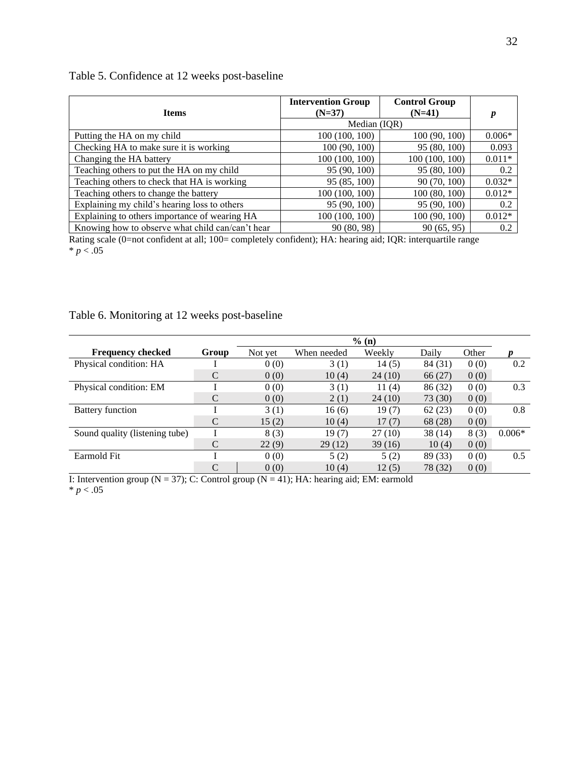Table 5. Confidence at 12 weeks post-baseline

| Items | Intervention Group (N=37) | Control Group (N=41) | *p* |
|---|---|---|---|
| | Median (IQR) | | |
| Putting the HA on my child | 100 (100, 100) | 100 (90, 100) | 0.006* |
| Checking HA to make sure it is working | 100 (90, 100) | 95 (80, 100) | 0.093 |
| Changing the HA battery | 100 (100, 100) | 100 (100, 100) | 0.011* |
| Teaching others to put the HA on my child | 95 (90, 100) | 95 (80, 100) | 0.2 |
| Teaching others to check that HA is working | 95 (85, 100) | 90 (70, 100) | 0.032* |
| Teaching others to change the battery | 100 (100, 100) | 100 (80, 100) | 0.012* |
| Explaining my child's hearing loss to others | 95 (90, 100) | 95 (90, 100) | 0.2 |
| Explaining to others importance of wearing HA | 100 (100, 100) | 100 (90, 100) | 0.012* |
| Knowing how to observe what child can/can't hear | 90 (80, 98) | 90 (65, 95) | 0.2 |

Rating scale (0=not confident at all; 100= completely confident); HA: hearing aid; IQR: interquartile range
* $p < .05$

Table 6. Monitoring at 12 weeks post-baseline

| Frequency checked | Group | % (n) Not yet | When needed | Weekly | Daily | Other | *p* |
|---|---|---|---|---|---|---|---|
| Physical condition: HA | I | 0 (0) | 3 (1) | 14 (5) | 84 (31) | 0 (0) | 0.2 |
| | C | 0 (0) | 10 (4) | 24 (10) | 66 (27) | 0 (0) | |
| Physical condition: EM | I | 0 (0) | 3 (1) | 11 (4) | 86 (32) | 0 (0) | 0.3 |
| | C | 0 (0) | 2 (1) | 24 (10) | 73 (30) | 0 (0) | |
| Battery function | I | 3 (1) | 16 (6) | 19 (7) | 62 (23) | 0 (0) | 0.8 |
| | C | 15 (2) | 10 (4) | 17 (7) | 68 (28) | 0 (0) | |
| Sound quality (listening tube) | I | 8 (3) | 19 (7) | 27 (10) | 38 (14) | 8 (3) | 0.006* |
| | C | 22 (9) | 29 (12) | 39 (16) | 10 (4) | 0 (0) | |
| Earmold Fit | I | 0 (0) | 5 (2) | 5 (2) | 89 (33) | 0 (0) | 0.5 |
| | C | 0 (0) | 10 (4) | 12 (5) | 78 (32) | 0 (0) | |

I: Intervention group (N = 37); C: Control group (N = 41); HA: hearing aid; EM: earmold
* $p < .05$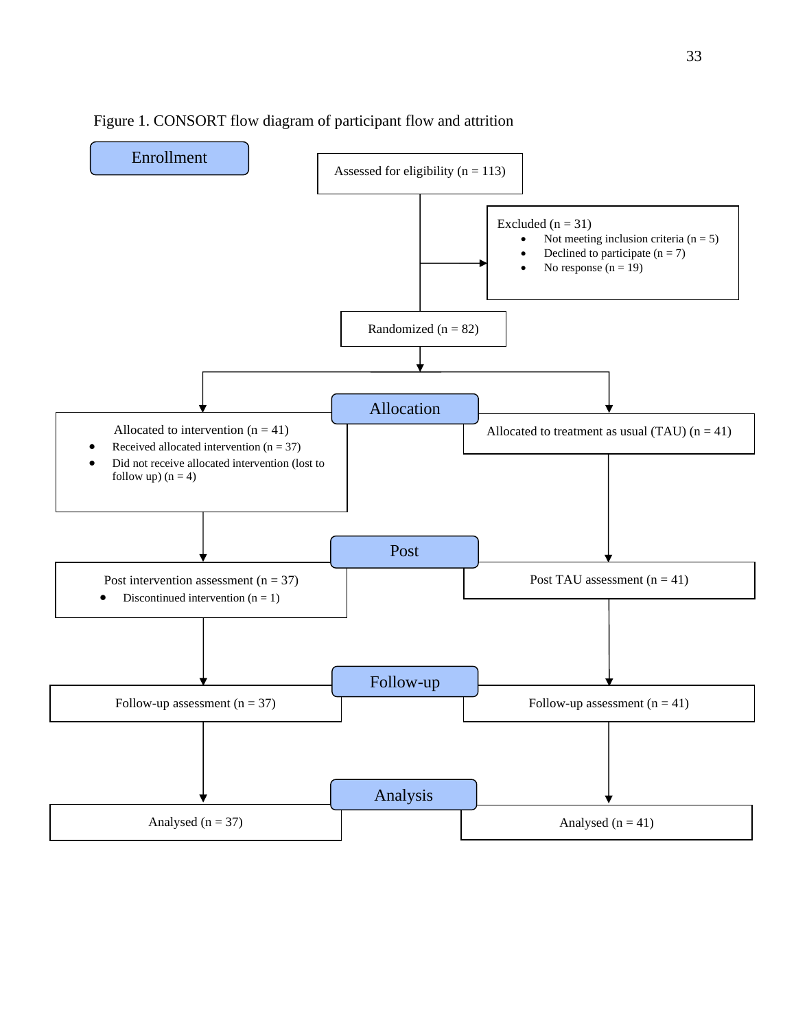Figure 1. CONSORT flow diagram of participant flow and attrition

**Enrollment**

Assessed for eligibility (n = 113)

Excluded (n = 31)

- Not meeting inclusion criteria (n = 5)
- Declined to participate (n = 7)
- No response (n = 19)

Randomized (n = 82)

**Allocation**

Allocated to intervention (n = 41)

- Received allocated intervention (n = 37)
- Did not receive allocated intervention (lost to follow up) (n = 4)

Allocated to treatment as usual (TAU) (n = 41)

**Post**

Post intervention assessment (n = 37)

- Discontinued intervention (n = 1)

Post TAU assessment (n = 41)

**Follow-up**

Follow-up assessment (n = 37)

Follow-up assessment (n = 41)

**Analysis**

Analysed (n = 37)

Analysed (n = 41)